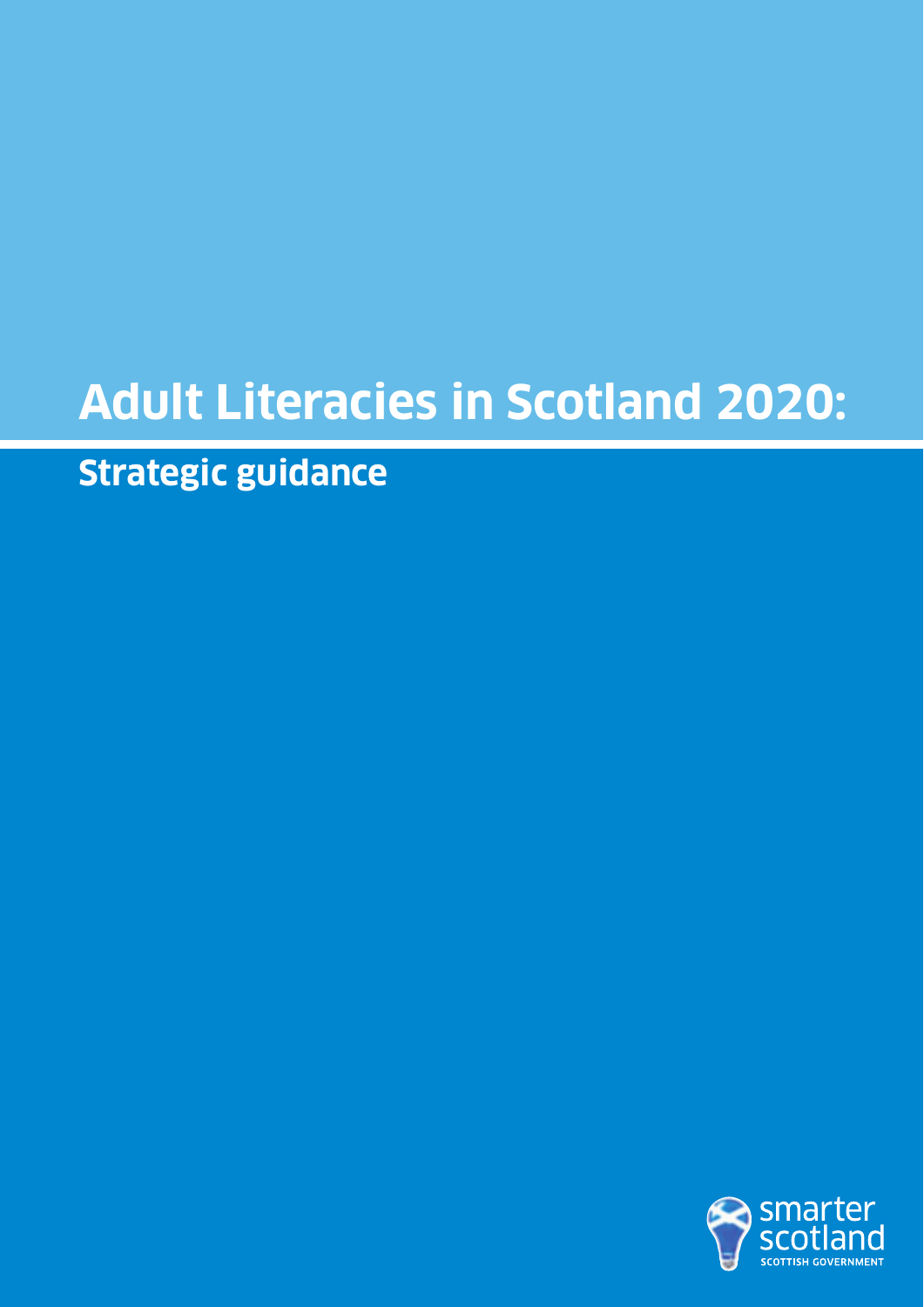# Adult Literacies in Scotland 2020:

## Strategic guidance

smarter scotland

SCOTTISH GOVERNMENT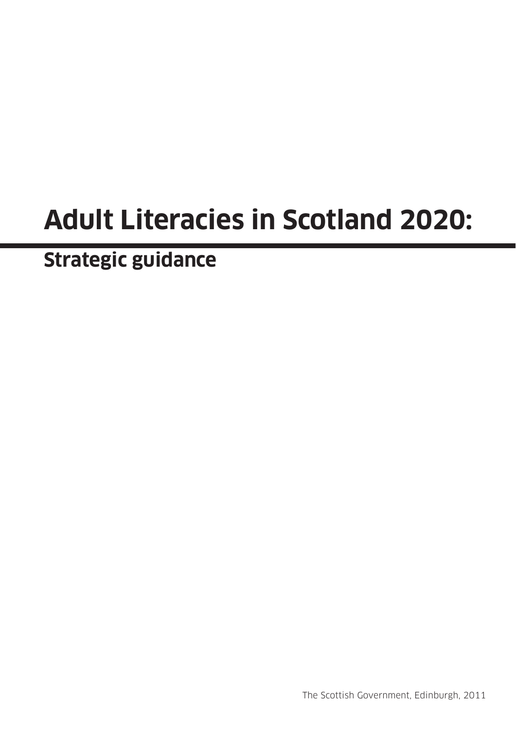# Adult Literacies in Scotland 2020:

## Strategic guidance

The Scottish Government, Edinburgh, 2011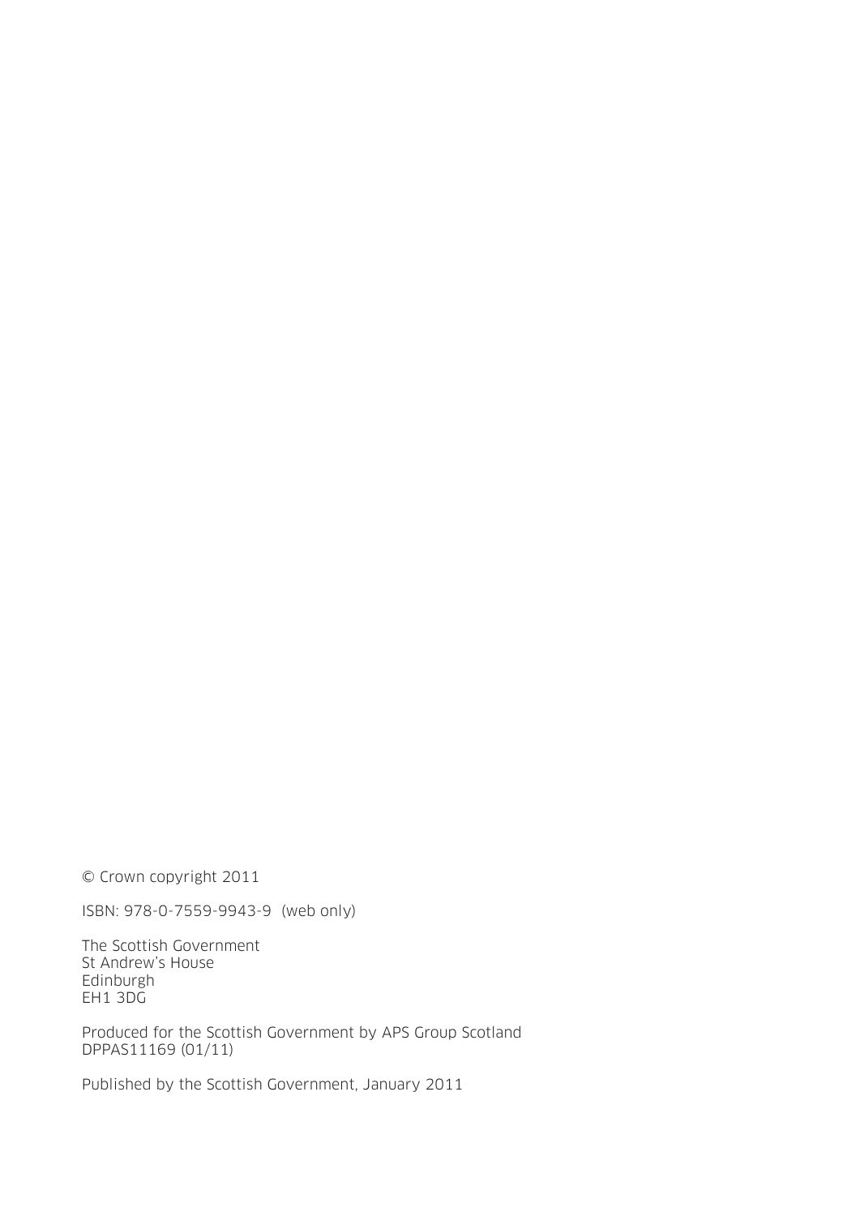© Crown copyright 2011

ISBN: 978-0-7559-9943-9  (web only)

The Scottish Government
St Andrew's House
Edinburgh
EH1 3DG

Produced for the Scottish Government by APS Group Scotland
DPPAS11169 (01/11)

Published by the Scottish Government, January 2011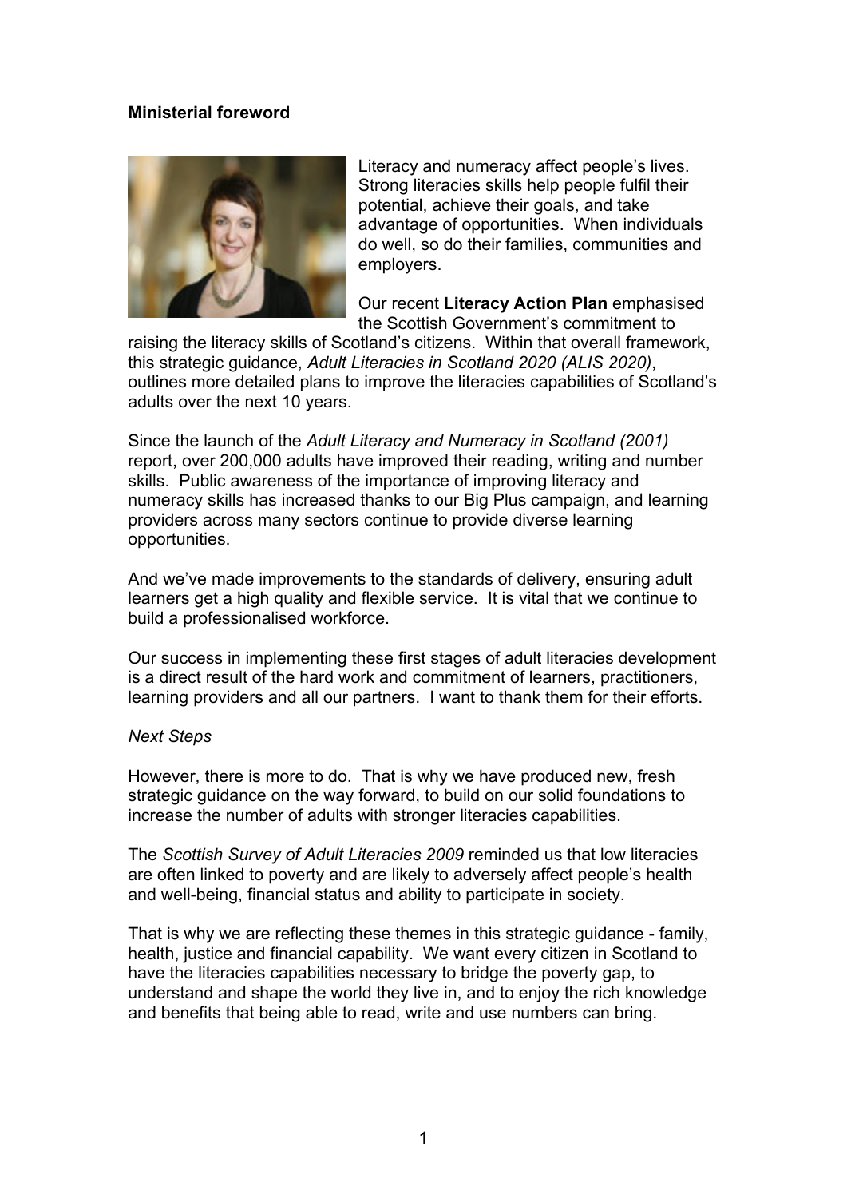**Ministerial foreword**

Literacy and numeracy affect people's lives. Strong literacies skills help people fulfil their potential, achieve their goals, and take advantage of opportunities. When individuals do well, so do their families, communities and employers.

Our recent **Literacy Action Plan** emphasised the Scottish Government's commitment to raising the literacy skills of Scotland's citizens. Within that overall framework, this strategic guidance, *Adult Literacies in Scotland 2020 (ALIS 2020)*, outlines more detailed plans to improve the literacies capabilities of Scotland's adults over the next 10 years.

Since the launch of the *Adult Literacy and Numeracy in Scotland (2001)* report, over 200,000 adults have improved their reading, writing and number skills. Public awareness of the importance of improving literacy and numeracy skills has increased thanks to our Big Plus campaign, and learning providers across many sectors continue to provide diverse learning opportunities.

And we've made improvements to the standards of delivery, ensuring adult learners get a high quality and flexible service. It is vital that we continue to build a professionalised workforce.

Our success in implementing these first stages of adult literacies development is a direct result of the hard work and commitment of learners, practitioners, learning providers and all our partners. I want to thank them for their efforts.

*Next Steps*

However, there is more to do. That is why we have produced new, fresh strategic guidance on the way forward, to build on our solid foundations to increase the number of adults with stronger literacies capabilities.

The *Scottish Survey of Adult Literacies 2009* reminded us that low literacies are often linked to poverty and are likely to adversely affect people's health and well-being, financial status and ability to participate in society.

That is why we are reflecting these themes in this strategic guidance - family, health, justice and financial capability. We want every citizen in Scotland to have the literacies capabilities necessary to bridge the poverty gap, to understand and shape the world they live in, and to enjoy the rich knowledge and benefits that being able to read, write and use numbers can bring.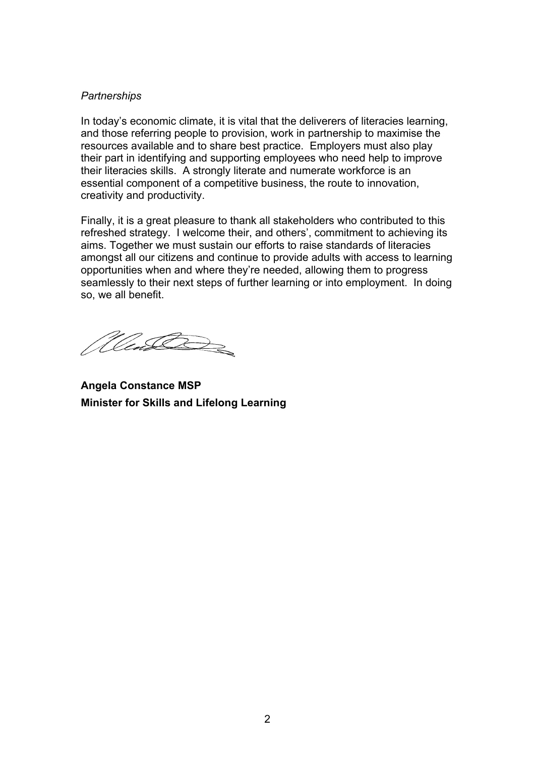*Partnerships*

In today's economic climate, it is vital that the deliverers of literacies learning, and those referring people to provision, work in partnership to maximise the resources available and to share best practice. Employers must also play their part in identifying and supporting employees who need help to improve their literacies skills. A strongly literate and numerate workforce is an essential component of a competitive business, the route to innovation, creativity and productivity.

Finally, it is a great pleasure to thank all stakeholders who contributed to this refreshed strategy. I welcome their, and others', commitment to achieving its aims. Together we must sustain our efforts to raise standards of literacies amongst all our citizens and continue to provide adults with access to learning opportunities when and where they're needed, allowing them to progress seamlessly to their next steps of further learning or into employment. In doing so, we all benefit.

**Angela Constance MSP**
**Minister for Skills and Lifelong Learning**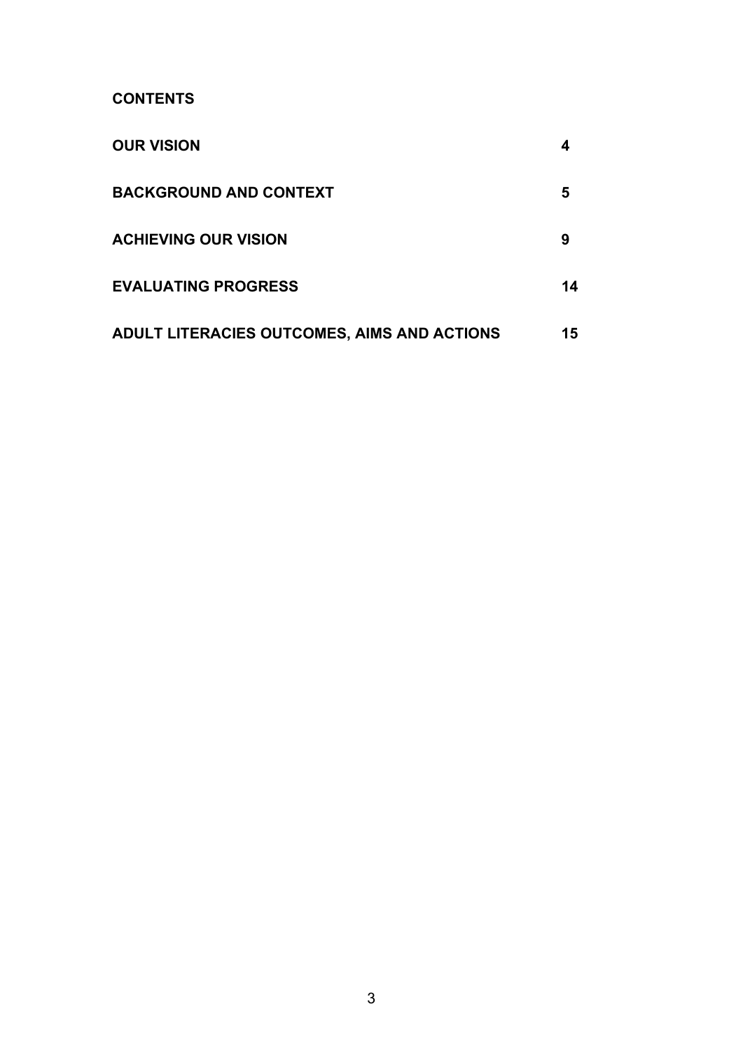## CONTENTS

| | |
|---|---|
| **OUR VISION** | **4** |
| **BACKGROUND AND CONTEXT** | **5** |
| **ACHIEVING OUR VISION** | **9** |
| **EVALUATING PROGRESS** | **14** |
| **ADULT LITERACIES OUTCOMES, AIMS AND ACTIONS** | **15** |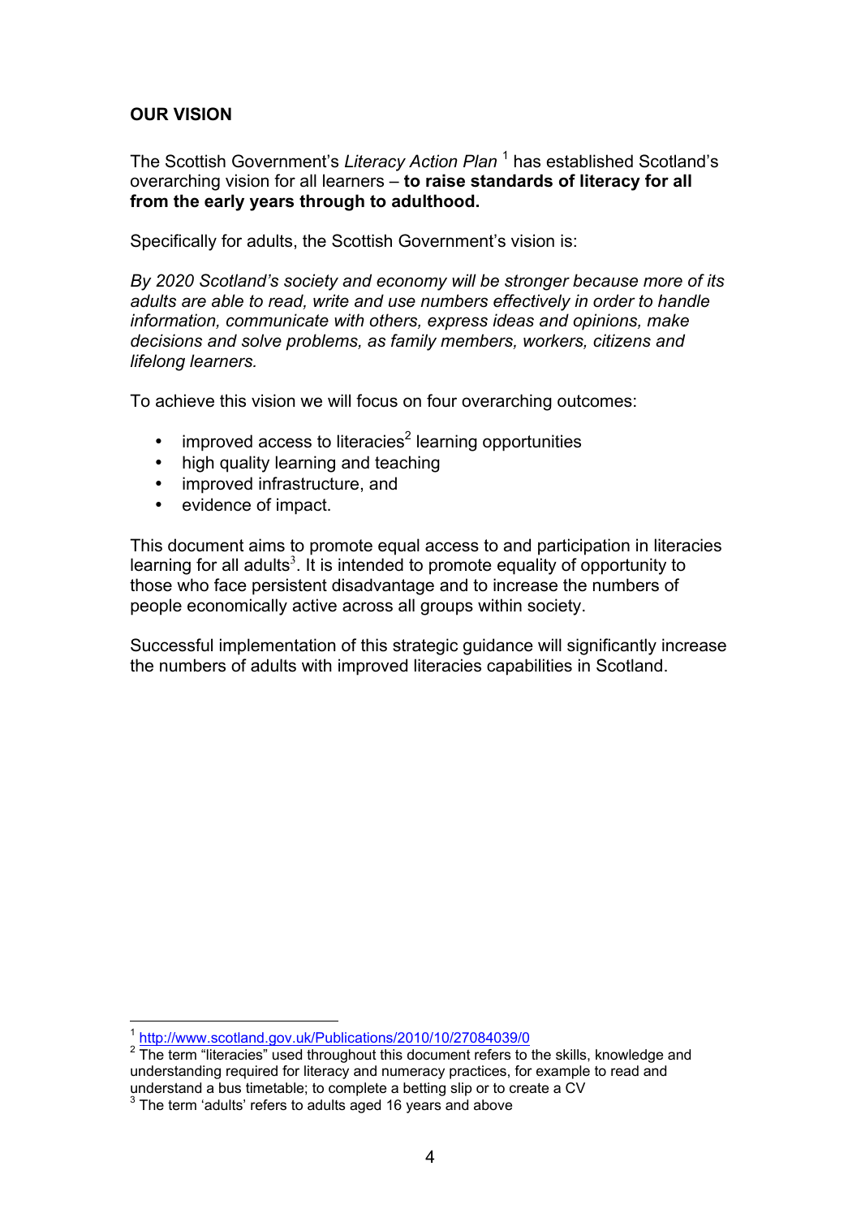## OUR VISION

The Scottish Government's *Literacy Action Plan* [1] has established Scotland's overarching vision for all learners – **to raise standards of literacy for all from the early years through to adulthood.**

Specifically for adults, the Scottish Government's vision is:

*By 2020 Scotland's society and economy will be stronger because more of its adults are able to read, write and use numbers effectively in order to handle information, communicate with others, express ideas and opinions, make decisions and solve problems, as family members, workers, citizens and lifelong learners.*

To achieve this vision we will focus on four overarching outcomes:

- improved access to literacies[2] learning opportunities
- high quality learning and teaching
- improved infrastructure, and
- evidence of impact.

This document aims to promote equal access to and participation in literacies learning for all adults[3]. It is intended to promote equality of opportunity to those who face persistent disadvantage and to increase the numbers of people economically active across all groups within society.

Successful implementation of this strategic guidance will significantly increase the numbers of adults with improved literacies capabilities in Scotland.

---

[1] http://www.scotland.gov.uk/Publications/2010/10/27084039/0

[2] The term "literacies" used throughout this document refers to the skills, knowledge and understanding required for literacy and numeracy practices, for example to read and understand a bus timetable; to complete a betting slip or to create a CV

[3] The term 'adults' refers to adults aged 16 years and above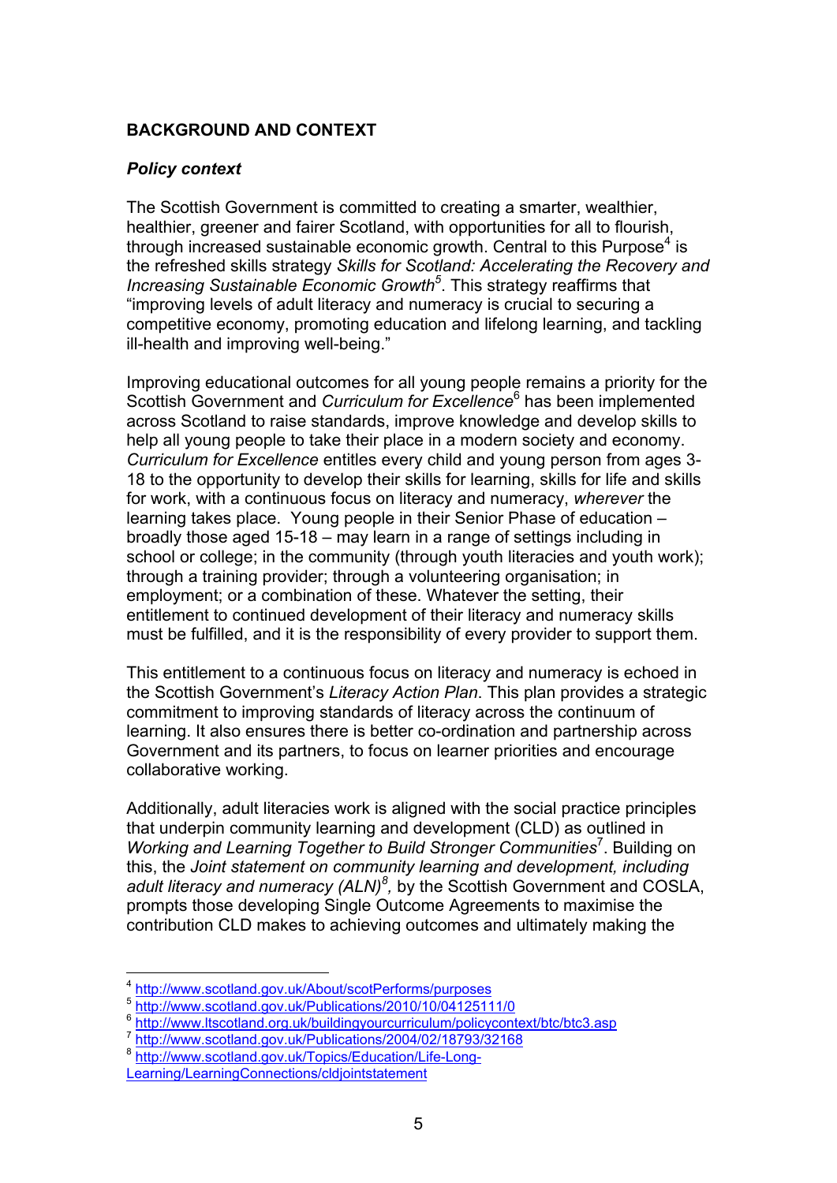## BACKGROUND AND CONTEXT

### *Policy context*

The Scottish Government is committed to creating a smarter, wealthier, healthier, greener and fairer Scotland, with opportunities for all to flourish, through increased sustainable economic growth. Central to this Purpose[4] is the refreshed skills strategy *Skills for Scotland: Accelerating the Recovery and Increasing Sustainable Economic Growth*[5]. This strategy reaffirms that "improving levels of adult literacy and numeracy is crucial to securing a competitive economy, promoting education and lifelong learning, and tackling ill-health and improving well-being."

Improving educational outcomes for all young people remains a priority for the Scottish Government and *Curriculum for Excellence*[6] has been implemented across Scotland to raise standards, improve knowledge and develop skills to help all young people to take their place in a modern society and economy. *Curriculum for Excellence* entitles every child and young person from ages 3-18 to the opportunity to develop their skills for learning, skills for life and skills for work, with a continuous focus on literacy and numeracy, *wherever* the learning takes place. Young people in their Senior Phase of education – broadly those aged 15-18 – may learn in a range of settings including in school or college; in the community (through youth literacies and youth work); through a training provider; through a volunteering organisation; in employment; or a combination of these. Whatever the setting, their entitlement to continued development of their literacy and numeracy skills must be fulfilled, and it is the responsibility of every provider to support them.

This entitlement to a continuous focus on literacy and numeracy is echoed in the Scottish Government's *Literacy Action Plan*. This plan provides a strategic commitment to improving standards of literacy across the continuum of learning. It also ensures there is better co-ordination and partnership across Government and its partners, to focus on learner priorities and encourage collaborative working.

Additionally, adult literacies work is aligned with the social practice principles that underpin community learning and development (CLD) as outlined in *Working and Learning Together to Build Stronger Communities*[7]. Building on this, the *Joint statement on community learning and development, including adult literacy and numeracy (ALN)*[8], by the Scottish Government and COSLA, prompts those developing Single Outcome Agreements to maximise the contribution CLD makes to achieving outcomes and ultimately making the

---

[4] http://www.scotland.gov.uk/About/scotPerforms/purposes

[5] http://www.scotland.gov.uk/Publications/2010/10/04125111/0

[6] http://www.ltscotland.org.uk/buildingyourcurriculum/policycontext/btc/btc3.asp

[7] http://www.scotland.gov.uk/Publications/2004/02/18793/32168

[8] http://www.scotland.gov.uk/Topics/Education/Life-Long-Learning/LearningConnections/cldjointstatement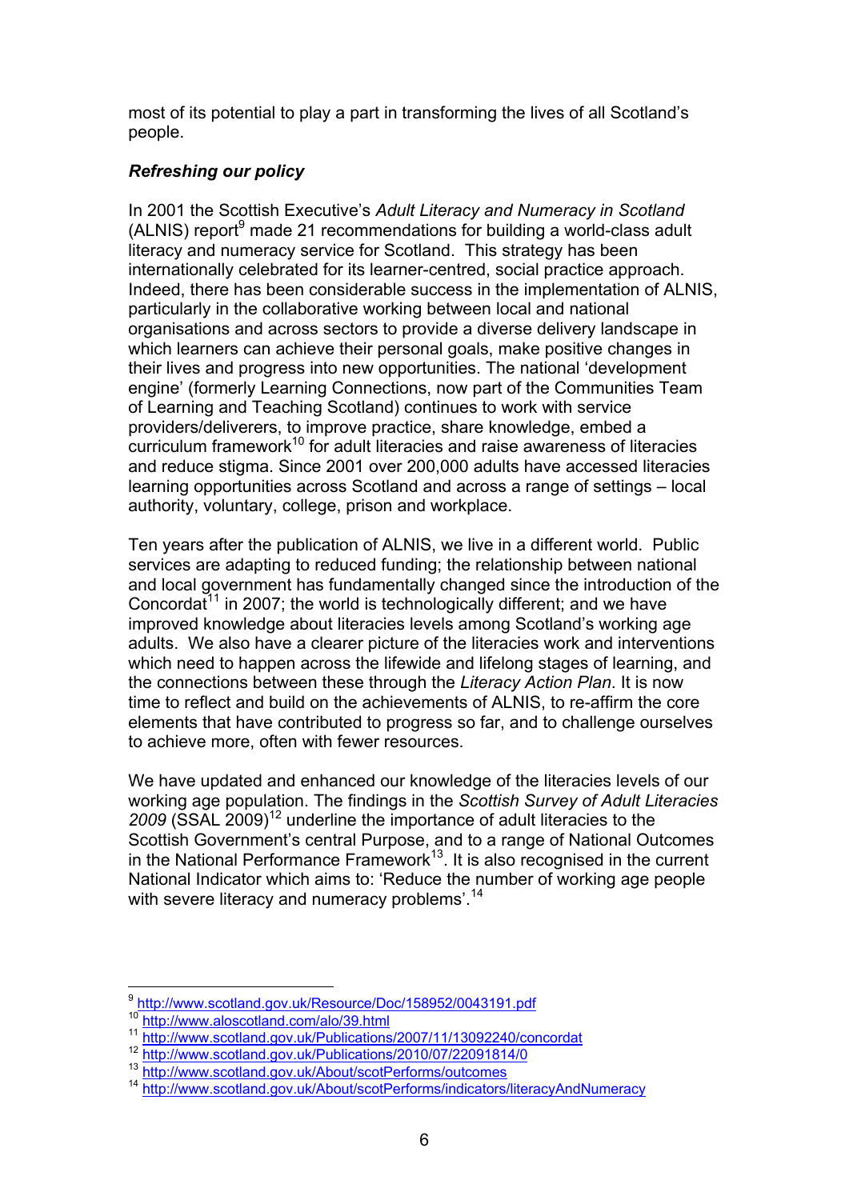most of its potential to play a part in transforming the lives of all Scotland's people.

***Refreshing our policy***

In 2001 the Scottish Executive's *Adult Literacy and Numeracy in Scotland* (ALNIS) report[9] made 21 recommendations for building a world-class adult literacy and numeracy service for Scotland. This strategy has been internationally celebrated for its learner-centred, social practice approach. Indeed, there has been considerable success in the implementation of ALNIS, particularly in the collaborative working between local and national organisations and across sectors to provide a diverse delivery landscape in which learners can achieve their personal goals, make positive changes in their lives and progress into new opportunities. The national 'development engine' (formerly Learning Connections, now part of the Communities Team of Learning and Teaching Scotland) continues to work with service providers/deliverers, to improve practice, share knowledge, embed a curriculum framework[10] for adult literacies and raise awareness of literacies and reduce stigma. Since 2001 over 200,000 adults have accessed literacies learning opportunities across Scotland and across a range of settings – local authority, voluntary, college, prison and workplace.

Ten years after the publication of ALNIS, we live in a different world. Public services are adapting to reduced funding; the relationship between national and local government has fundamentally changed since the introduction of the Concordat[11] in 2007; the world is technologically different; and we have improved knowledge about literacies levels among Scotland's working age adults. We also have a clearer picture of the literacies work and interventions which need to happen across the lifewide and lifelong stages of learning, and the connections between these through the *Literacy Action Plan*. It is now time to reflect and build on the achievements of ALNIS, to re-affirm the core elements that have contributed to progress so far, and to challenge ourselves to achieve more, often with fewer resources.

We have updated and enhanced our knowledge of the literacies levels of our working age population. The findings in the *Scottish Survey of Adult Literacies 2009* (SSAL 2009)[12] underline the importance of adult literacies to the Scottish Government's central Purpose, and to a range of National Outcomes in the National Performance Framework[13]. It is also recognised in the current National Indicator which aims to: 'Reduce the number of working age people with severe literacy and numeracy problems'.[14]

---

[9] http://www.scotland.gov.uk/Resource/Doc/158952/0043191.pdf
[10] http://www.aloscotland.com/alo/39.html
[11] http://www.scotland.gov.uk/Publications/2007/11/13092240/concordat
[12] http://www.scotland.gov.uk/Publications/2010/07/22091814/0
[13] http://www.scotland.gov.uk/About/scotPerforms/outcomes
[14] http://www.scotland.gov.uk/About/scotPerforms/indicators/literacyAndNumeracy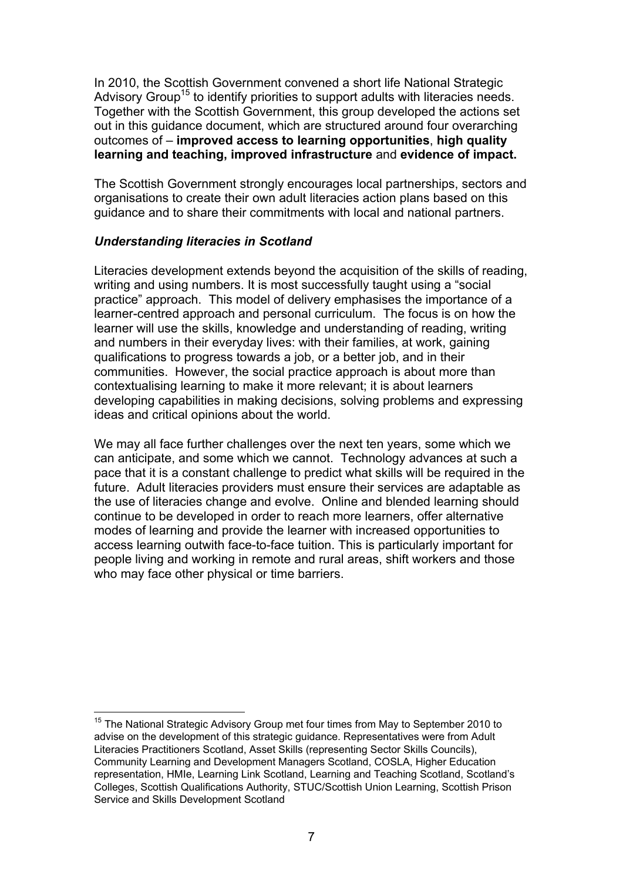In 2010, the Scottish Government convened a short life National Strategic Advisory Group[15] to identify priorities to support adults with literacies needs. Together with the Scottish Government, this group developed the actions set out in this guidance document, which are structured around four overarching outcomes of – **improved access to learning opportunities**, **high quality learning and teaching, improved infrastructure** and **evidence of impact.**

The Scottish Government strongly encourages local partnerships, sectors and organisations to create their own adult literacies action plans based on this guidance and to share their commitments with local and national partners.

***Understanding literacies in Scotland***

Literacies development extends beyond the acquisition of the skills of reading, writing and using numbers. It is most successfully taught using a "social practice" approach. This model of delivery emphasises the importance of a learner-centred approach and personal curriculum. The focus is on how the learner will use the skills, knowledge and understanding of reading, writing and numbers in their everyday lives: with their families, at work, gaining qualifications to progress towards a job, or a better job, and in their communities. However, the social practice approach is about more than contextualising learning to make it more relevant; it is about learners developing capabilities in making decisions, solving problems and expressing ideas and critical opinions about the world.

We may all face further challenges over the next ten years, some which we can anticipate, and some which we cannot. Technology advances at such a pace that it is a constant challenge to predict what skills will be required in the future. Adult literacies providers must ensure their services are adaptable as the use of literacies change and evolve. Online and blended learning should continue to be developed in order to reach more learners, offer alternative modes of learning and provide the learner with increased opportunities to access learning outwith face-to-face tuition. This is particularly important for people living and working in remote and rural areas, shift workers and those who may face other physical or time barriers.

---

[15] The National Strategic Advisory Group met four times from May to September 2010 to advise on the development of this strategic guidance. Representatives were from Adult Literacies Practitioners Scotland, Asset Skills (representing Sector Skills Councils), Community Learning and Development Managers Scotland, COSLA, Higher Education representation, HMIe, Learning Link Scotland, Learning and Teaching Scotland, Scotland's Colleges, Scottish Qualifications Authority, STUC/Scottish Union Learning, Scottish Prison Service and Skills Development Scotland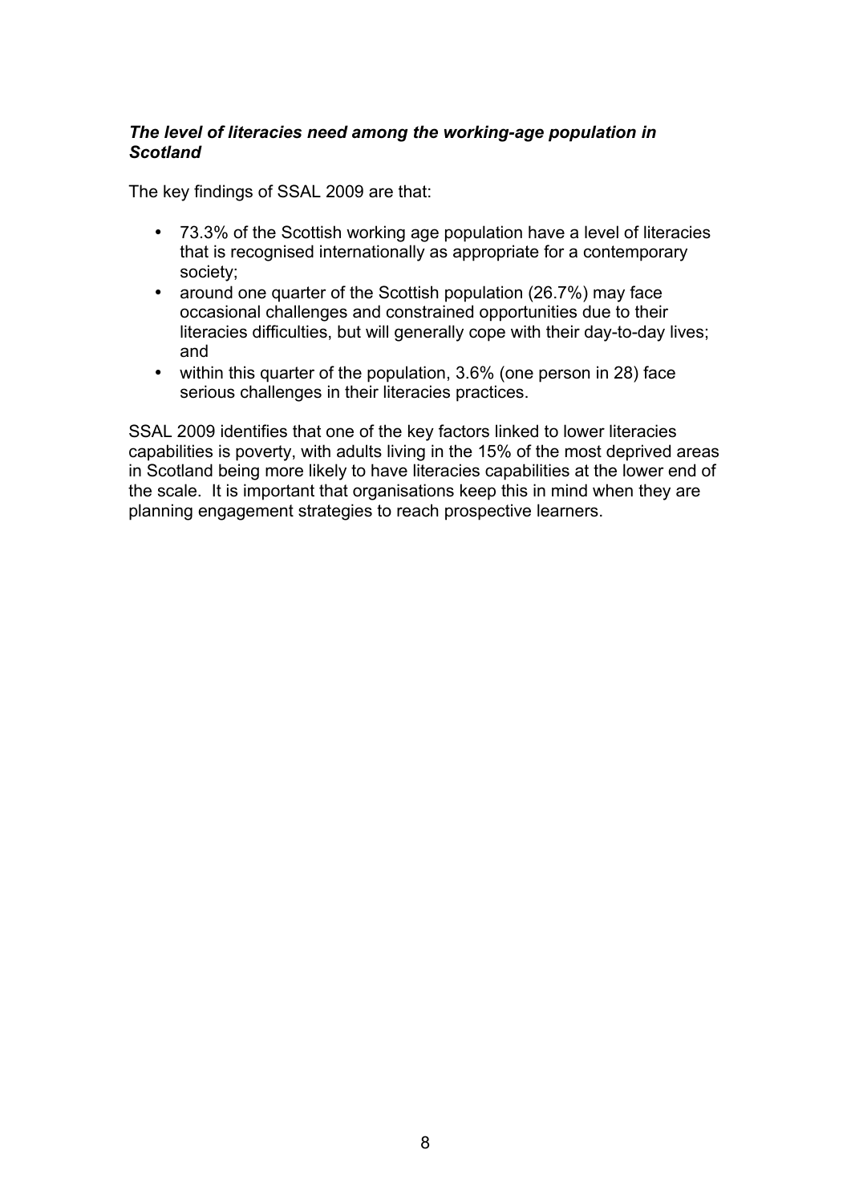***The level of literacies need among the working-age population in Scotland***

The key findings of SSAL 2009 are that:

- 73.3% of the Scottish working age population have a level of literacies that is recognised internationally as appropriate for a contemporary society;
- around one quarter of the Scottish population (26.7%) may face occasional challenges and constrained opportunities due to their literacies difficulties, but will generally cope with their day-to-day lives; and
- within this quarter of the population, 3.6% (one person in 28) face serious challenges in their literacies practices.

SSAL 2009 identifies that one of the key factors linked to lower literacies capabilities is poverty, with adults living in the 15% of the most deprived areas in Scotland being more likely to have literacies capabilities at the lower end of the scale. It is important that organisations keep this in mind when they are planning engagement strategies to reach prospective learners.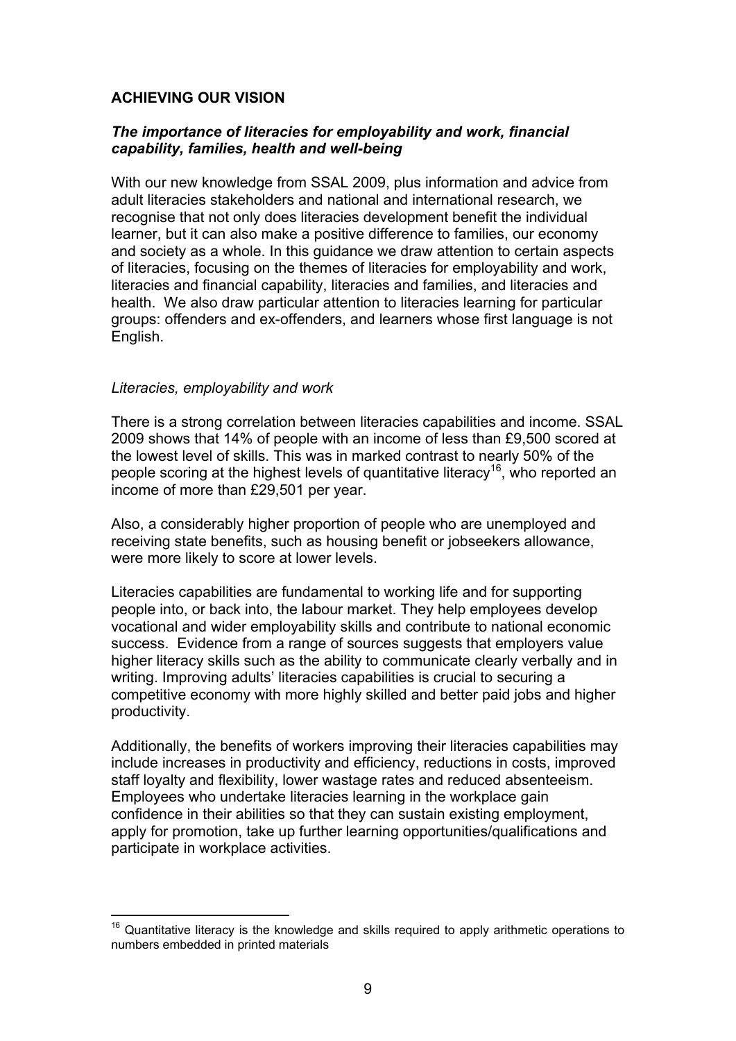## ACHIEVING OUR VISION

### *The importance of literacies for employability and work, financial capability, families, health and well-being*

With our new knowledge from SSAL 2009, plus information and advice from adult literacies stakeholders and national and international research, we recognise that not only does literacies development benefit the individual learner, but it can also make a positive difference to families, our economy and society as a whole. In this guidance we draw attention to certain aspects of literacies, focusing on the themes of literacies for employability and work, literacies and financial capability, literacies and families, and literacies and health. We also draw particular attention to literacies learning for particular groups: offenders and ex-offenders, and learners whose first language is not English.

*Literacies, employability and work*

There is a strong correlation between literacies capabilities and income. SSAL 2009 shows that 14% of people with an income of less than £9,500 scored at the lowest level of skills. This was in marked contrast to nearly 50% of the people scoring at the highest levels of quantitative literacy[16], who reported an income of more than £29,501 per year.

Also, a considerably higher proportion of people who are unemployed and receiving state benefits, such as housing benefit or jobseekers allowance, were more likely to score at lower levels.

Literacies capabilities are fundamental to working life and for supporting people into, or back into, the labour market. They help employees develop vocational and wider employability skills and contribute to national economic success. Evidence from a range of sources suggests that employers value higher literacy skills such as the ability to communicate clearly verbally and in writing. Improving adults' literacies capabilities is crucial to securing a competitive economy with more highly skilled and better paid jobs and higher productivity.

Additionally, the benefits of workers improving their literacies capabilities may include increases in productivity and efficiency, reductions in costs, improved staff loyalty and flexibility, lower wastage rates and reduced absenteeism. Employees who undertake literacies learning in the workplace gain confidence in their abilities so that they can sustain existing employment, apply for promotion, take up further learning opportunities/qualifications and participate in workplace activities.

---

[16] Quantitative literacy is the knowledge and skills required to apply arithmetic operations to numbers embedded in printed materials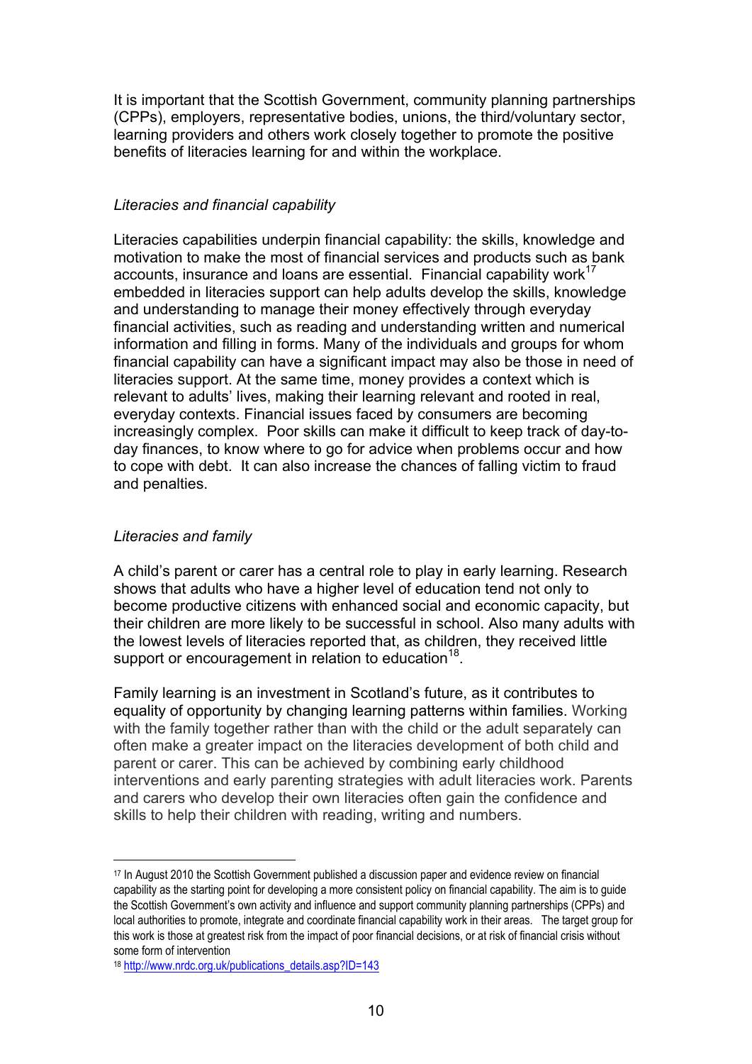It is important that the Scottish Government, community planning partnerships (CPPs), employers, representative bodies, unions, the third/voluntary sector, learning providers and others work closely together to promote the positive benefits of literacies learning for and within the workplace.

*Literacies and financial capability*

Literacies capabilities underpin financial capability: the skills, knowledge and motivation to make the most of financial services and products such as bank accounts, insurance and loans are essential. Financial capability work[17] embedded in literacies support can help adults develop the skills, knowledge and understanding to manage their money effectively through everyday financial activities, such as reading and understanding written and numerical information and filling in forms. Many of the individuals and groups for whom financial capability can have a significant impact may also be those in need of literacies support. At the same time, money provides a context which is relevant to adults' lives, making their learning relevant and rooted in real, everyday contexts. Financial issues faced by consumers are becoming increasingly complex. Poor skills can make it difficult to keep track of day-to-day finances, to know where to go for advice when problems occur and how to cope with debt. It can also increase the chances of falling victim to fraud and penalties.

*Literacies and family*

A child's parent or carer has a central role to play in early learning. Research shows that adults who have a higher level of education tend not only to become productive citizens with enhanced social and economic capacity, but their children are more likely to be successful in school. Also many adults with the lowest levels of literacies reported that, as children, they received little support or encouragement in relation to education[18].

Family learning is an investment in Scotland's future, as it contributes to equality of opportunity by changing learning patterns within families. Working with the family together rather than with the child or the adult separately can often make a greater impact on the literacies development of both child and parent or carer. This can be achieved by combining early childhood interventions and early parenting strategies with adult literacies work. Parents and carers who develop their own literacies often gain the confidence and skills to help their children with reading, writing and numbers.

---

[17] In August 2010 the Scottish Government published a discussion paper and evidence review on financial capability as the starting point for developing a more consistent policy on financial capability. The aim is to guide the Scottish Government's own activity and influence and support community planning partnerships (CPPs) and local authorities to promote, integrate and coordinate financial capability work in their areas. The target group for this work is those at greatest risk from the impact of poor financial decisions, or at risk of financial crisis without some form of intervention

[18] http://www.nrdc.org.uk/publications_details.asp?ID=143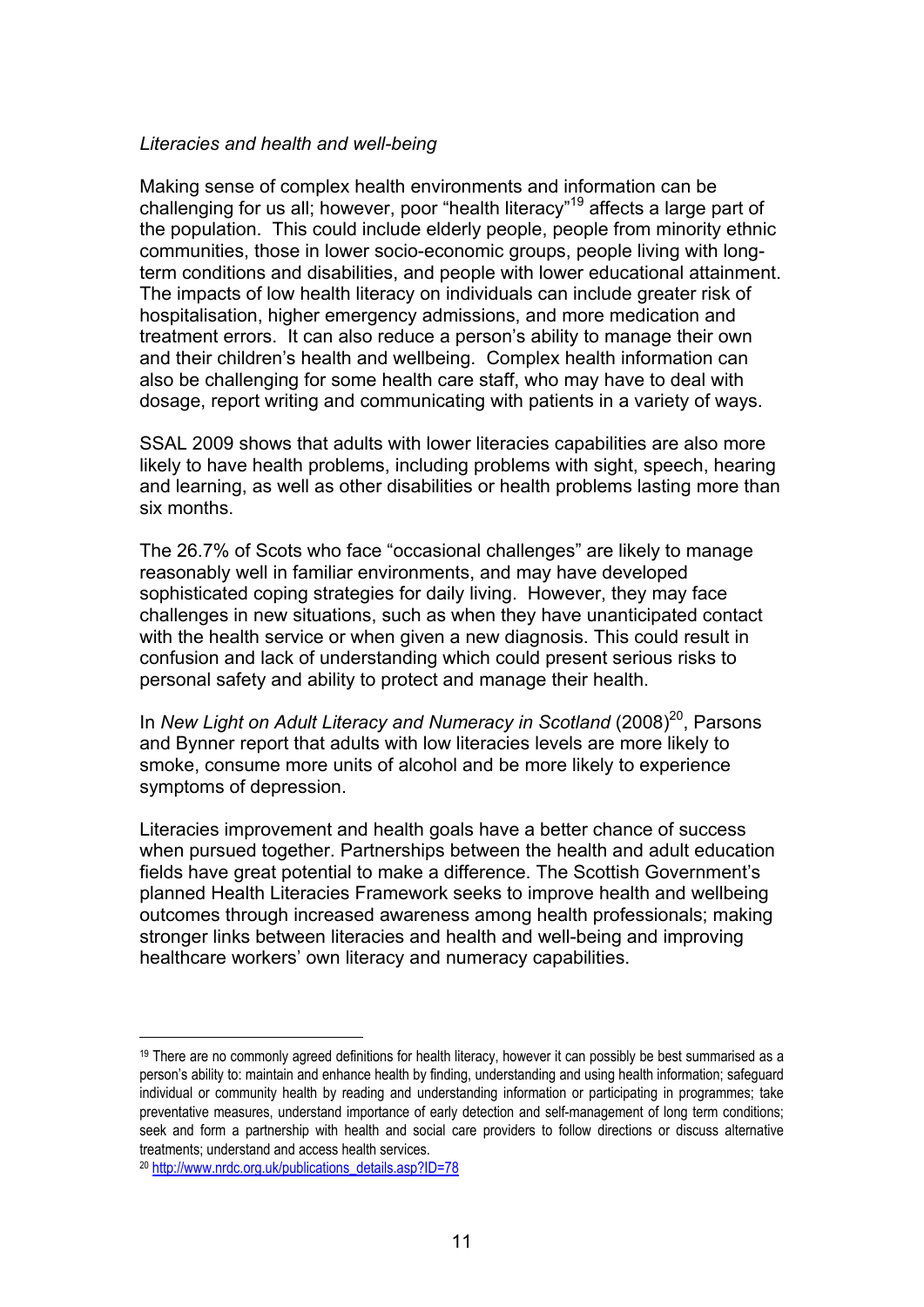*Literacies and health and well-being*

Making sense of complex health environments and information can be challenging for us all; however, poor "health literacy"[19] affects a large part of the population. This could include elderly people, people from minority ethnic communities, those in lower socio-economic groups, people living with long-term conditions and disabilities, and people with lower educational attainment. The impacts of low health literacy on individuals can include greater risk of hospitalisation, higher emergency admissions, and more medication and treatment errors. It can also reduce a person's ability to manage their own and their children's health and wellbeing. Complex health information can also be challenging for some health care staff, who may have to deal with dosage, report writing and communicating with patients in a variety of ways.

SSAL 2009 shows that adults with lower literacies capabilities are also more likely to have health problems, including problems with sight, speech, hearing and learning, as well as other disabilities or health problems lasting more than six months.

The 26.7% of Scots who face "occasional challenges" are likely to manage reasonably well in familiar environments, and may have developed sophisticated coping strategies for daily living. However, they may face challenges in new situations, such as when they have unanticipated contact with the health service or when given a new diagnosis. This could result in confusion and lack of understanding which could present serious risks to personal safety and ability to protect and manage their health.

In *New Light on Adult Literacy and Numeracy in Scotland* (2008)[20], Parsons and Bynner report that adults with low literacies levels are more likely to smoke, consume more units of alcohol and be more likely to experience symptoms of depression.

Literacies improvement and health goals have a better chance of success when pursued together. Partnerships between the health and adult education fields have great potential to make a difference. The Scottish Government's planned Health Literacies Framework seeks to improve health and wellbeing outcomes through increased awareness among health professionals; making stronger links between literacies and health and well-being and improving healthcare workers' own literacy and numeracy capabilities.

---

[19] There are no commonly agreed definitions for health literacy, however it can possibly be best summarised as a person's ability to: maintain and enhance health by finding, understanding and using health information; safeguard individual or community health by reading and understanding information or participating in programmes; take preventative measures, understand importance of early detection and self-management of long term conditions; seek and form a partnership with health and social care providers to follow directions or discuss alternative treatments; understand and access health services.

[20] http://www.nrdc.org.uk/publications_details.asp?ID=78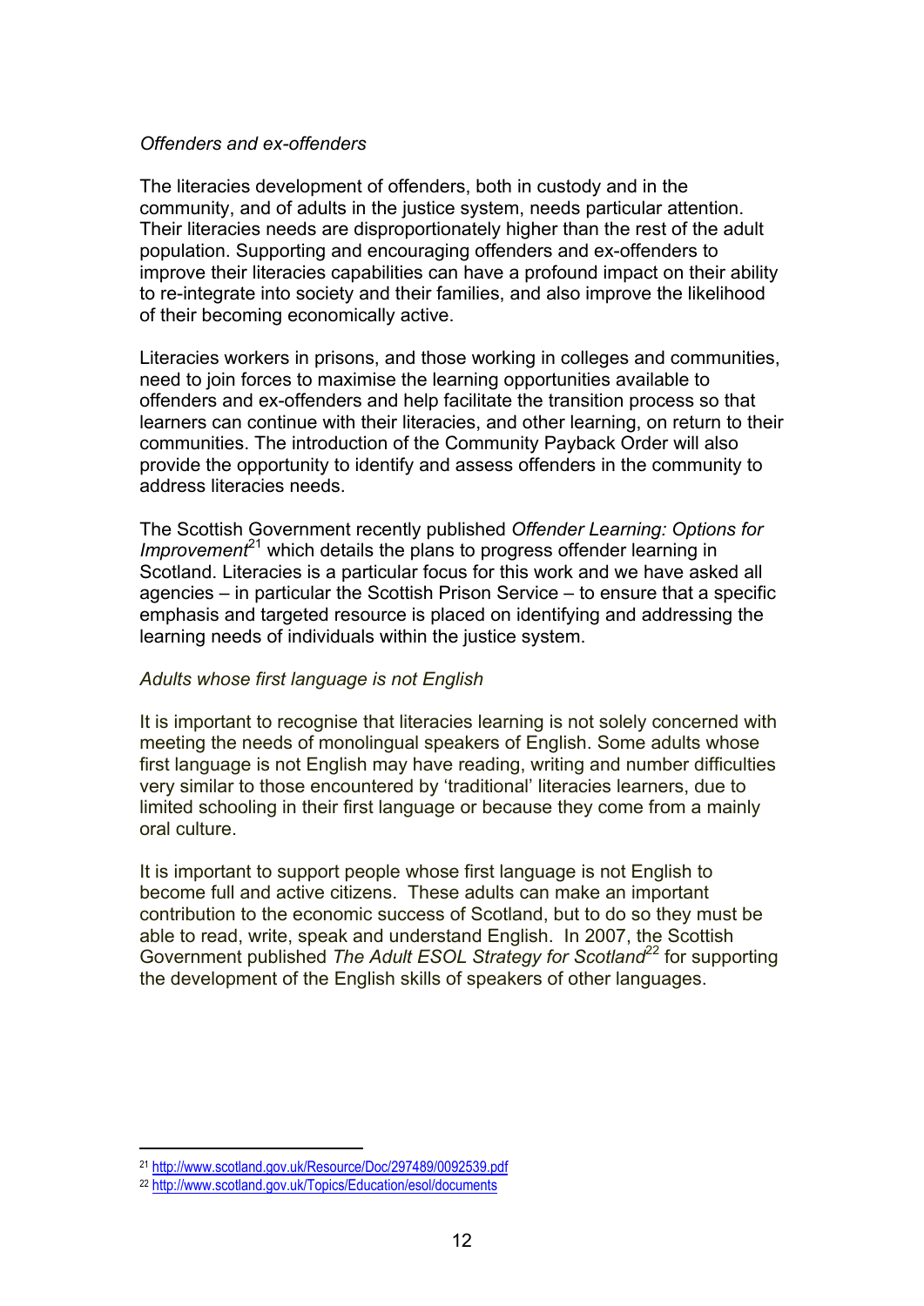*Offenders and ex-offenders*

The literacies development of offenders, both in custody and in the community, and of adults in the justice system, needs particular attention. Their literacies needs are disproportionately higher than the rest of the adult population. Supporting and encouraging offenders and ex-offenders to improve their literacies capabilities can have a profound impact on their ability to re-integrate into society and their families, and also improve the likelihood of their becoming economically active.

Literacies workers in prisons, and those working in colleges and communities, need to join forces to maximise the learning opportunities available to offenders and ex-offenders and help facilitate the transition process so that learners can continue with their literacies, and other learning, on return to their communities. The introduction of the Community Payback Order will also provide the opportunity to identify and assess offenders in the community to address literacies needs.

The Scottish Government recently published *Offender Learning: Options for Improvement*[21] which details the plans to progress offender learning in Scotland. Literacies is a particular focus for this work and we have asked all agencies – in particular the Scottish Prison Service – to ensure that a specific emphasis and targeted resource is placed on identifying and addressing the learning needs of individuals within the justice system.

*Adults whose first language is not English*

It is important to recognise that literacies learning is not solely concerned with meeting the needs of monolingual speakers of English. Some adults whose first language is not English may have reading, writing and number difficulties very similar to those encountered by 'traditional' literacies learners, due to limited schooling in their first language or because they come from a mainly oral culture.

It is important to support people whose first language is not English to become full and active citizens. These adults can make an important contribution to the economic success of Scotland, but to do so they must be able to read, write, speak and understand English. In 2007, the Scottish Government published *The Adult ESOL Strategy for Scotland*[22] for supporting the development of the English skills of speakers of other languages.

---

[21] http://www.scotland.gov.uk/Resource/Doc/297489/0092539.pdf

[22] http://www.scotland.gov.uk/Topics/Education/esol/documents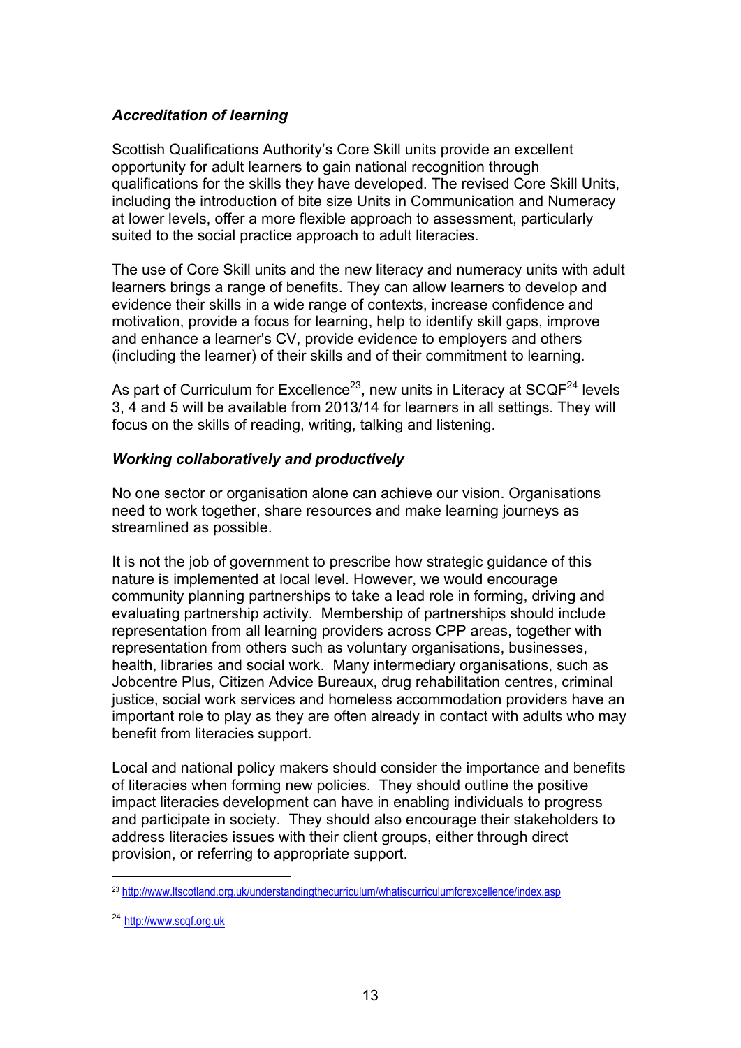### *Accreditation of learning*

Scottish Qualifications Authority's Core Skill units provide an excellent opportunity for adult learners to gain national recognition through qualifications for the skills they have developed. The revised Core Skill Units, including the introduction of bite size Units in Communication and Numeracy at lower levels, offer a more flexible approach to assessment, particularly suited to the social practice approach to adult literacies.

The use of Core Skill units and the new literacy and numeracy units with adult learners brings a range of benefits. They can allow learners to develop and evidence their skills in a wide range of contexts, increase confidence and motivation, provide a focus for learning, help to identify skill gaps, improve and enhance a learner's CV, provide evidence to employers and others (including the learner) of their skills and of their commitment to learning.

As part of Curriculum for Excellence[23], new units in Literacy at SCQF[24] levels 3, 4 and 5 will be available from 2013/14 for learners in all settings. They will focus on the skills of reading, writing, talking and listening.

### *Working collaboratively and productively*

No one sector or organisation alone can achieve our vision. Organisations need to work together, share resources and make learning journeys as streamlined as possible.

It is not the job of government to prescribe how strategic guidance of this nature is implemented at local level. However, we would encourage community planning partnerships to take a lead role in forming, driving and evaluating partnership activity. Membership of partnerships should include representation from all learning providers across CPP areas, together with representation from others such as voluntary organisations, businesses, health, libraries and social work. Many intermediary organisations, such as Jobcentre Plus, Citizen Advice Bureaux, drug rehabilitation centres, criminal justice, social work services and homeless accommodation providers have an important role to play as they are often already in contact with adults who may benefit from literacies support.

Local and national policy makers should consider the importance and benefits of literacies when forming new policies. They should outline the positive impact literacies development can have in enabling individuals to progress and participate in society. They should also encourage their stakeholders to address literacies issues with their client groups, either through direct provision, or referring to appropriate support.

---

[23] http://www.ltscotland.org.uk/understandingthecurriculum/whatiscurriculumforexcellence/index.asp

[24] http://www.scqf.org.uk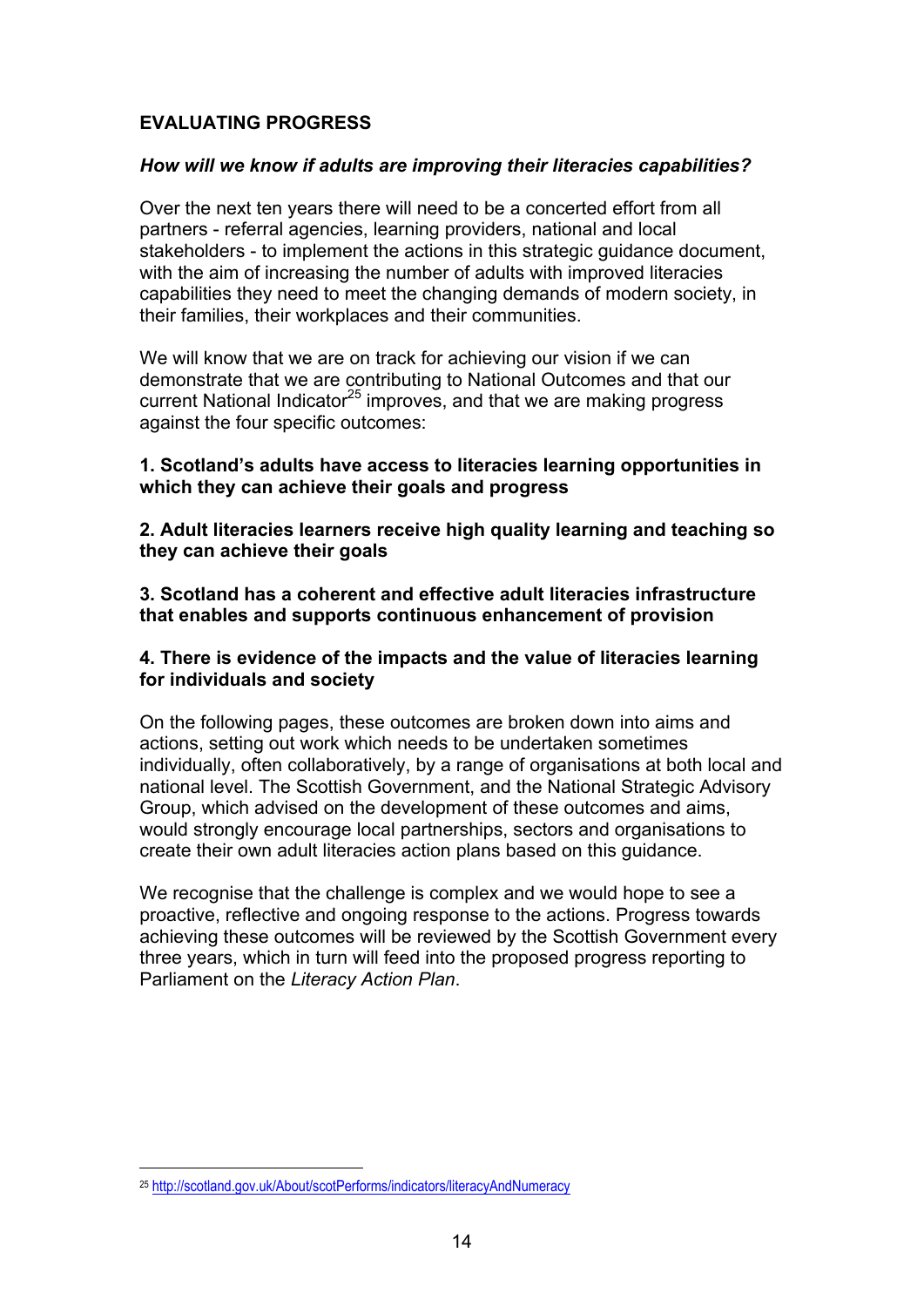## EVALUATING PROGRESS

### *How will we know if adults are improving their literacies capabilities?*

Over the next ten years there will need to be a concerted effort from all partners - referral agencies, learning providers, national and local stakeholders - to implement the actions in this strategic guidance document, with the aim of increasing the number of adults with improved literacies capabilities they need to meet the changing demands of modern society, in their families, their workplaces and their communities.

We will know that we are on track for achieving our vision if we can demonstrate that we are contributing to National Outcomes and that our current National Indicator[25] improves, and that we are making progress against the four specific outcomes:

**1. Scotland's adults have access to literacies learning opportunities in which they can achieve their goals and progress**

**2. Adult literacies learners receive high quality learning and teaching so they can achieve their goals**

**3. Scotland has a coherent and effective adult literacies infrastructure that enables and supports continuous enhancement of provision**

**4. There is evidence of the impacts and the value of literacies learning for individuals and society**

On the following pages, these outcomes are broken down into aims and actions, setting out work which needs to be undertaken sometimes individually, often collaboratively, by a range of organisations at both local and national level. The Scottish Government, and the National Strategic Advisory Group, which advised on the development of these outcomes and aims, would strongly encourage local partnerships, sectors and organisations to create their own adult literacies action plans based on this guidance.

We recognise that the challenge is complex and we would hope to see a proactive, reflective and ongoing response to the actions. Progress towards achieving these outcomes will be reviewed by the Scottish Government every three years, which in turn will feed into the proposed progress reporting to Parliament on the *Literacy Action Plan*.

[25] http://scotland.gov.uk/About/scotPerforms/indicators/literacyAndNumeracy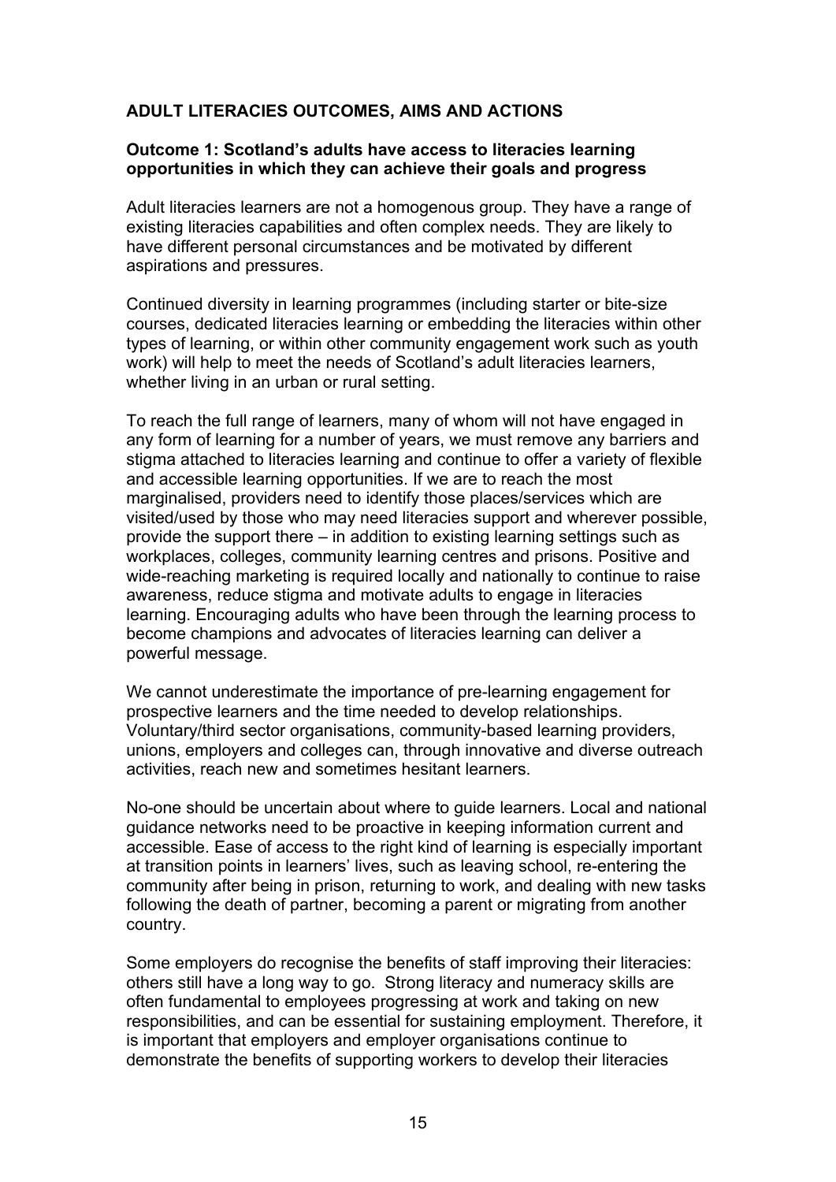## ADULT LITERACIES OUTCOMES, AIMS AND ACTIONS

### Outcome 1: Scotland's adults have access to literacies learning opportunities in which they can achieve their goals and progress

Adult literacies learners are not a homogenous group. They have a range of existing literacies capabilities and often complex needs. They are likely to have different personal circumstances and be motivated by different aspirations and pressures.

Continued diversity in learning programmes (including starter or bite-size courses, dedicated literacies learning or embedding the literacies within other types of learning, or within other community engagement work such as youth work) will help to meet the needs of Scotland's adult literacies learners, whether living in an urban or rural setting.

To reach the full range of learners, many of whom will not have engaged in any form of learning for a number of years, we must remove any barriers and stigma attached to literacies learning and continue to offer a variety of flexible and accessible learning opportunities. If we are to reach the most marginalised, providers need to identify those places/services which are visited/used by those who may need literacies support and wherever possible, provide the support there – in addition to existing learning settings such as workplaces, colleges, community learning centres and prisons. Positive and wide-reaching marketing is required locally and nationally to continue to raise awareness, reduce stigma and motivate adults to engage in literacies learning. Encouraging adults who have been through the learning process to become champions and advocates of literacies learning can deliver a powerful message.

We cannot underestimate the importance of pre-learning engagement for prospective learners and the time needed to develop relationships. Voluntary/third sector organisations, community-based learning providers, unions, employers and colleges can, through innovative and diverse outreach activities, reach new and sometimes hesitant learners.

No-one should be uncertain about where to guide learners. Local and national guidance networks need to be proactive in keeping information current and accessible. Ease of access to the right kind of learning is especially important at transition points in learners' lives, such as leaving school, re-entering the community after being in prison, returning to work, and dealing with new tasks following the death of partner, becoming a parent or migrating from another country.

Some employers do recognise the benefits of staff improving their literacies: others still have a long way to go. Strong literacy and numeracy skills are often fundamental to employees progressing at work and taking on new responsibilities, and can be essential for sustaining employment. Therefore, it is important that employers and employer organisations continue to demonstrate the benefits of supporting workers to develop their literacies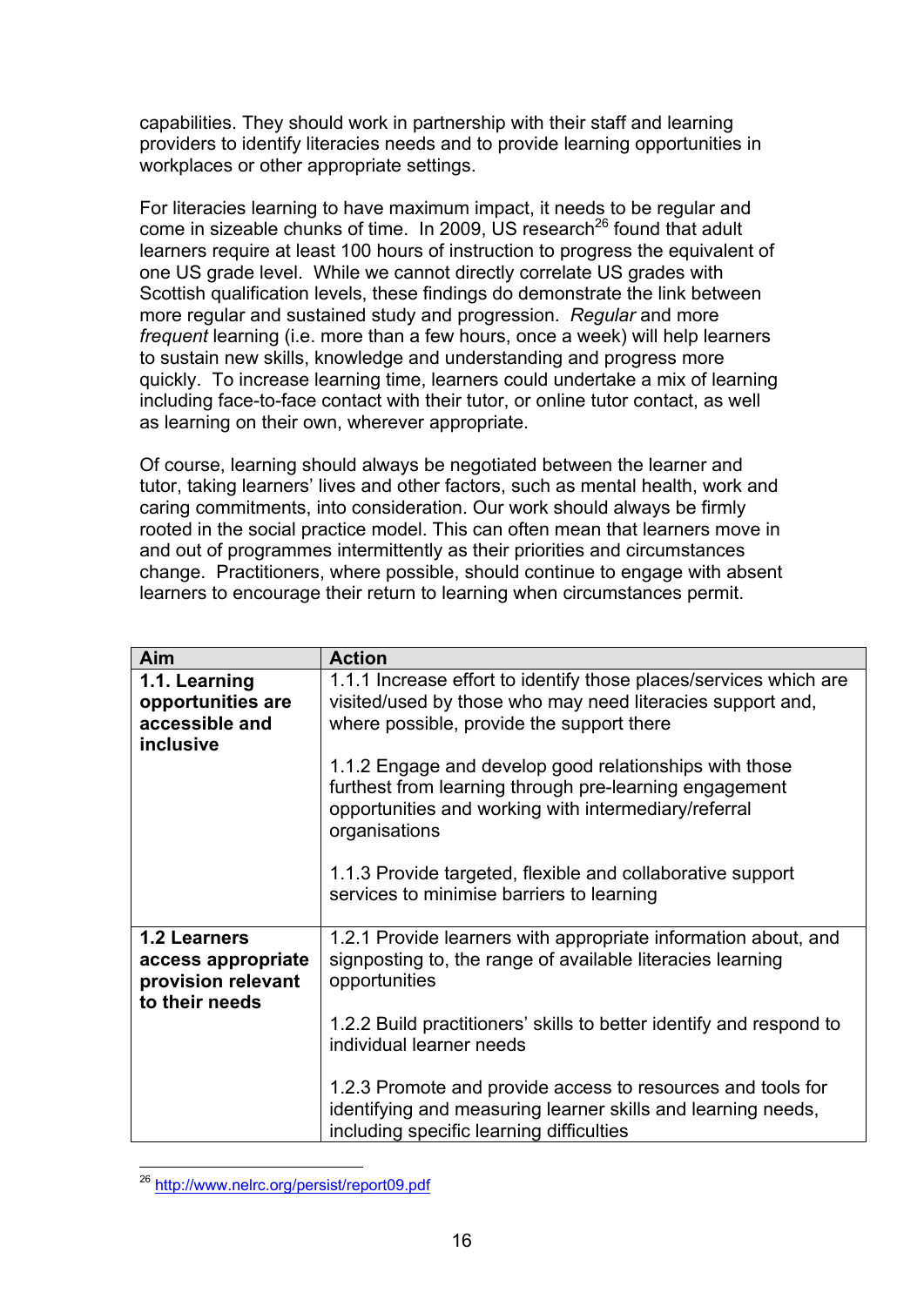capabilities. They should work in partnership with their staff and learning providers to identify literacies needs and to provide learning opportunities in workplaces or other appropriate settings.

For literacies learning to have maximum impact, it needs to be regular and come in sizeable chunks of time. In 2009, US research[26] found that adult learners require at least 100 hours of instruction to progress the equivalent of one US grade level. While we cannot directly correlate US grades with Scottish qualification levels, these findings do demonstrate the link between more regular and sustained study and progression. *Regular* and more *frequent* learning (i.e. more than a few hours, once a week) will help learners to sustain new skills, knowledge and understanding and progress more quickly. To increase learning time, learners could undertake a mix of learning including face-to-face contact with their tutor, or online tutor contact, as well as learning on their own, wherever appropriate.

Of course, learning should always be negotiated between the learner and tutor, taking learners' lives and other factors, such as mental health, work and caring commitments, into consideration. Our work should always be firmly rooted in the social practice model. This can often mean that learners move in and out of programmes intermittently as their priorities and circumstances change. Practitioners, where possible, should continue to engage with absent learners to encourage their return to learning when circumstances permit.

| Aim | Action |
|---|---|
| **1.1. Learning opportunities are accessible and inclusive** | 1.1.1 Increase effort to identify those places/services which are visited/used by those who may need literacies support and, where possible, provide the support there<br><br>1.1.2 Engage and develop good relationships with those furthest from learning through pre-learning engagement opportunities and working with intermediary/referral organisations<br><br>1.1.3 Provide targeted, flexible and collaborative support services to minimise barriers to learning |
| **1.2 Learners access appropriate provision relevant to their needs** | 1.2.1 Provide learners with appropriate information about, and signposting to, the range of available literacies learning opportunities<br><br>1.2.2 Build practitioners' skills to better identify and respond to individual learner needs<br><br>1.2.3 Promote and provide access to resources and tools for identifying and measuring learner skills and learning needs, including specific learning difficulties |

[26] http://www.nelrc.org/persist/report09.pdf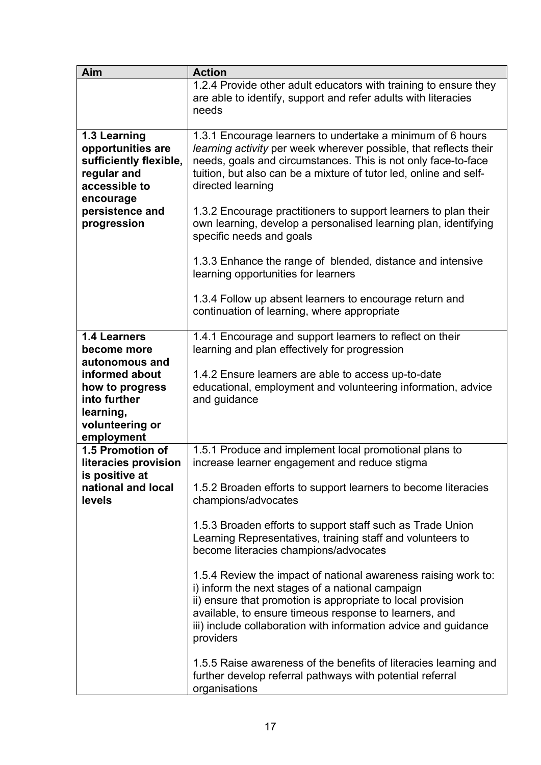| Aim | Action |
|---|---|
| | 1.2.4 Provide other adult educators with training to ensure they are able to identify, support and refer adults with literacies needs |
| **1.3 Learning opportunities are sufficiently flexible, regular and accessible to encourage persistence and progression** | 1.3.1 Encourage learners to undertake a minimum of 6 hours *learning activity* per week wherever possible, that reflects their needs, goals and circumstances. This is not only face-to-face tuition, but also can be a mixture of tutor led, online and self-directed learning<br><br>1.3.2 Encourage practitioners to support learners to plan their own learning, develop a personalised learning plan, identifying specific needs and goals<br><br>1.3.3 Enhance the range of blended, distance and intensive learning opportunities for learners<br><br>1.3.4 Follow up absent learners to encourage return and continuation of learning, where appropriate |
| **1.4 Learners become more autonomous and informed about how to progress into further learning, volunteering or employment** | 1.4.1 Encourage and support learners to reflect on their learning and plan effectively for progression<br><br>1.4.2 Ensure learners are able to access up-to-date educational, employment and volunteering information, advice and guidance |
| **1.5 Promotion of literacies provision is positive at national and local levels** | 1.5.1 Produce and implement local promotional plans to increase learner engagement and reduce stigma<br><br>1.5.2 Broaden efforts to support learners to become literacies champions/advocates<br><br>1.5.3 Broaden efforts to support staff such as Trade Union Learning Representatives, training staff and volunteers to become literacies champions/advocates<br><br>1.5.4 Review the impact of national awareness raising work to:<br>i) inform the next stages of a national campaign<br>ii) ensure that promotion is appropriate to local provision available, to ensure timeous response to learners, and<br>iii) include collaboration with information advice and guidance providers<br><br>1.5.5 Raise awareness of the benefits of literacies learning and further develop referral pathways with potential referral organisations |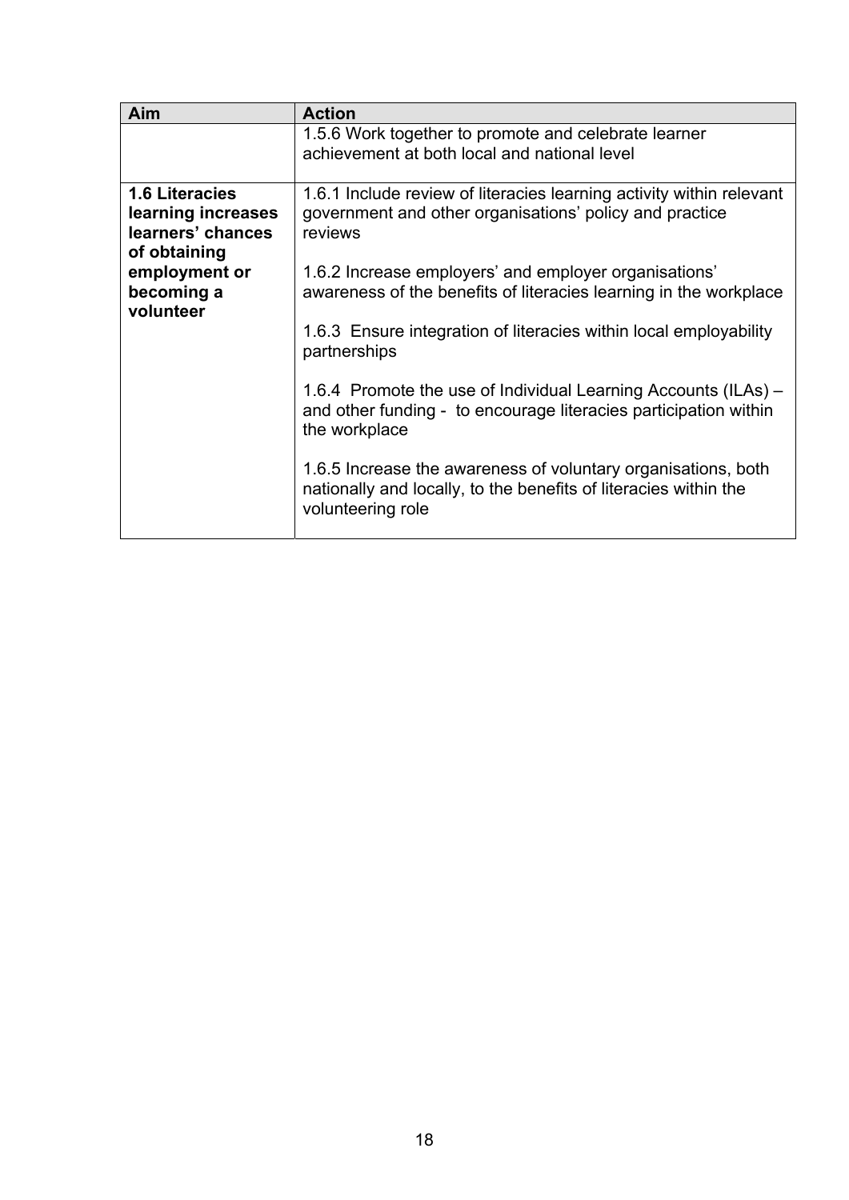| Aim | Action |
|---|---|
| | 1.5.6 Work together to promote and celebrate learner achievement at both local and national level |
| **1.6 Literacies learning increases learners' chances of obtaining employment or becoming a volunteer** | 1.6.1 Include review of literacies learning activity within relevant government and other organisations' policy and practice reviews<br><br>1.6.2 Increase employers' and employer organisations' awareness of the benefits of literacies learning in the workplace<br><br>1.6.3 Ensure integration of literacies within local employability partnerships<br><br>1.6.4 Promote the use of Individual Learning Accounts (ILAs) – and other funding - to encourage literacies participation within the workplace<br><br>1.6.5 Increase the awareness of voluntary organisations, both nationally and locally, to the benefits of literacies within the volunteering role |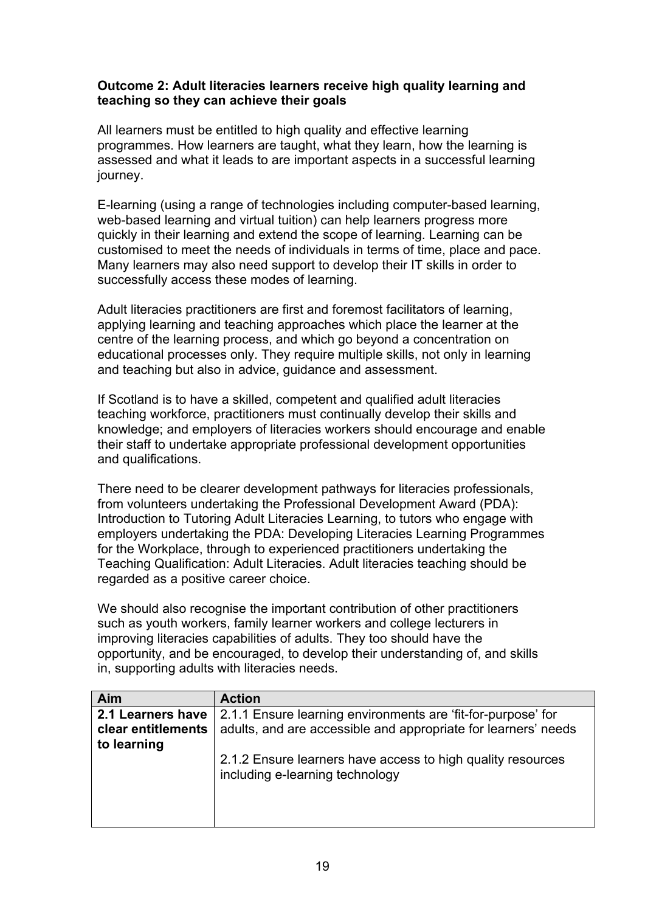**Outcome 2: Adult literacies learners receive high quality learning and teaching so they can achieve their goals**

All learners must be entitled to high quality and effective learning programmes. How learners are taught, what they learn, how the learning is assessed and what it leads to are important aspects in a successful learning journey.

E-learning (using a range of technologies including computer-based learning, web-based learning and virtual tuition) can help learners progress more quickly in their learning and extend the scope of learning. Learning can be customised to meet the needs of individuals in terms of time, place and pace. Many learners may also need support to develop their IT skills in order to successfully access these modes of learning.

Adult literacies practitioners are first and foremost facilitators of learning, applying learning and teaching approaches which place the learner at the centre of the learning process, and which go beyond a concentration on educational processes only. They require multiple skills, not only in learning and teaching but also in advice, guidance and assessment.

If Scotland is to have a skilled, competent and qualified adult literacies teaching workforce, practitioners must continually develop their skills and knowledge; and employers of literacies workers should encourage and enable their staff to undertake appropriate professional development opportunities and qualifications.

There need to be clearer development pathways for literacies professionals, from volunteers undertaking the Professional Development Award (PDA): Introduction to Tutoring Adult Literacies Learning, to tutors who engage with employers undertaking the PDA: Developing Literacies Learning Programmes for the Workplace, through to experienced practitioners undertaking the Teaching Qualification: Adult Literacies. Adult literacies teaching should be regarded as a positive career choice.

We should also recognise the important contribution of other practitioners such as youth workers, family learner workers and college lecturers in improving literacies capabilities of adults. They too should have the opportunity, and be encouraged, to develop their understanding of, and skills in, supporting adults with literacies needs.

| Aim | Action |
|---|---|
| **2.1 Learners have clear entitlements to learning** | 2.1.1 Ensure learning environments are 'fit-for-purpose' for adults, and are accessible and appropriate for learners' needs<br><br>2.1.2 Ensure learners have access to high quality resources including e-learning technology |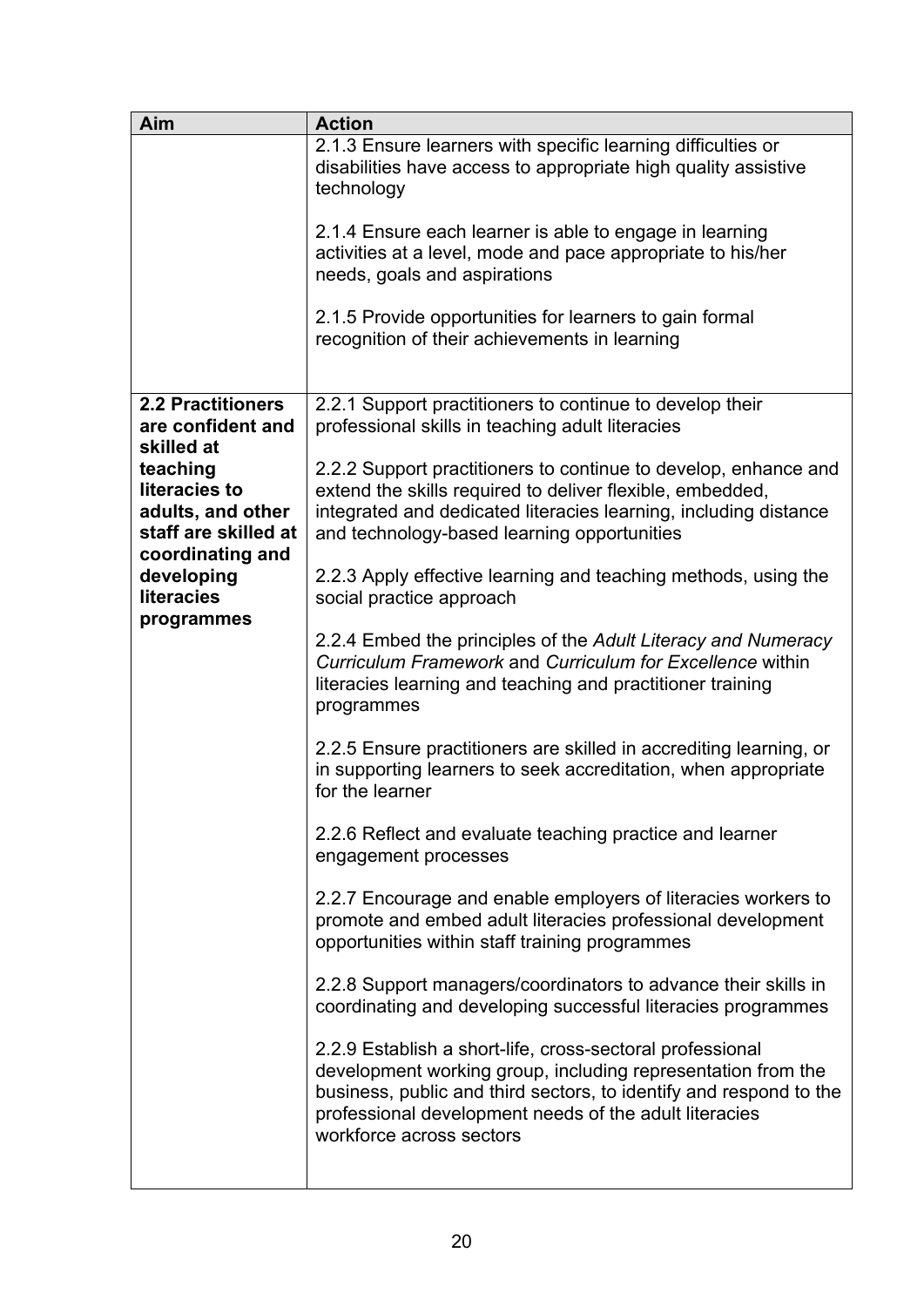| Aim | Action |
|---|---|
| | 2.1.3 Ensure learners with specific learning difficulties or disabilities have access to appropriate high quality assistive technology<br><br>2.1.4 Ensure each learner is able to engage in learning activities at a level, mode and pace appropriate to his/her needs, goals and aspirations<br><br>2.1.5 Provide opportunities for learners to gain formal recognition of their achievements in learning |
| **2.2 Practitioners are confident and skilled at teaching literacies to adults, and other staff are skilled at coordinating and developing literacies programmes** | 2.2.1 Support practitioners to continue to develop their professional skills in teaching adult literacies<br><br>2.2.2 Support practitioners to continue to develop, enhance and extend the skills required to deliver flexible, embedded, integrated and dedicated literacies learning, including distance and technology-based learning opportunities<br><br>2.2.3 Apply effective learning and teaching methods, using the social practice approach<br><br>2.2.4 Embed the principles of the *Adult Literacy and Numeracy Curriculum Framework* and *Curriculum for Excellence* within literacies learning and teaching and practitioner training programmes<br><br>2.2.5 Ensure practitioners are skilled in accrediting learning, or in supporting learners to seek accreditation, when appropriate for the learner<br><br>2.2.6 Reflect and evaluate teaching practice and learner engagement processes<br><br>2.2.7 Encourage and enable employers of literacies workers to promote and embed adult literacies professional development opportunities within staff training programmes<br><br>2.2.8 Support managers/coordinators to advance their skills in coordinating and developing successful literacies programmes<br><br>2.2.9 Establish a short-life, cross-sectoral professional development working group, including representation from the business, public and third sectors, to identify and respond to the professional development needs of the adult literacies workforce across sectors |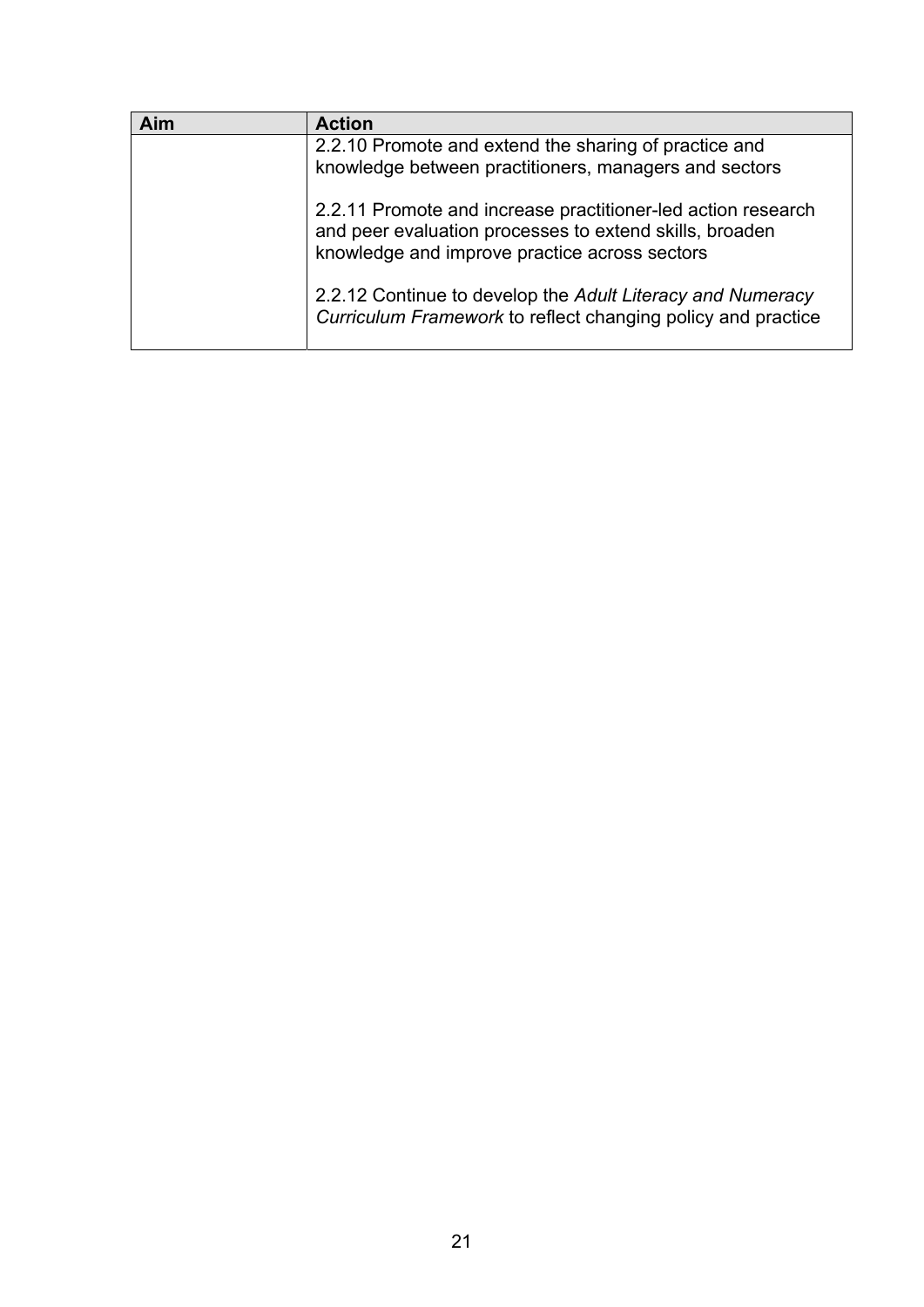| Aim | Action |
| --- | --- |
| | 2.2.10 Promote and extend the sharing of practice and knowledge between practitioners, managers and sectors<br><br>2.2.11 Promote and increase practitioner-led action research and peer evaluation processes to extend skills, broaden knowledge and improve practice across sectors<br><br>2.2.12 Continue to develop the *Adult Literacy and Numeracy Curriculum Framework* to reflect changing policy and practice |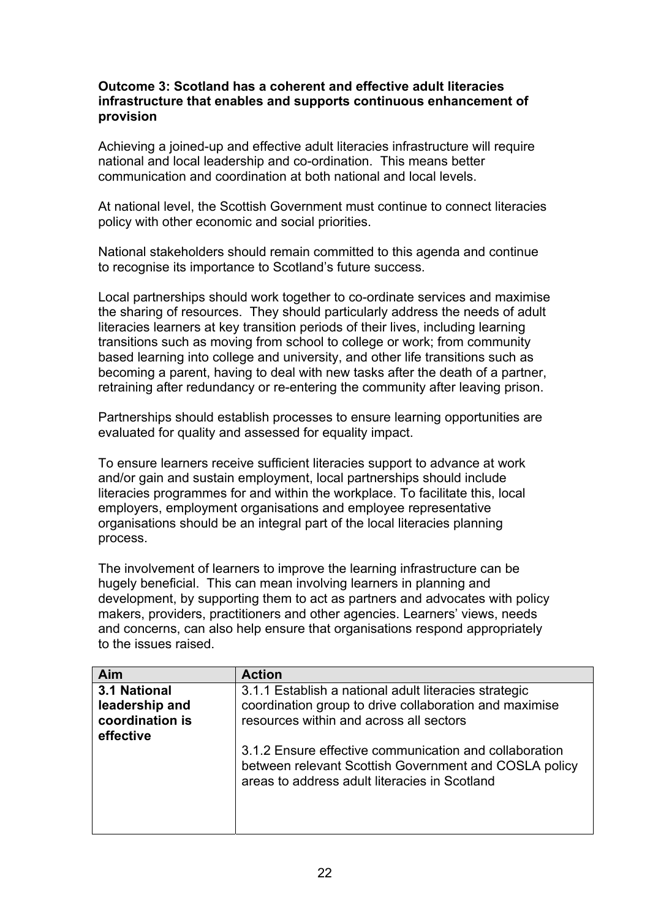**Outcome 3: Scotland has a coherent and effective adult literacies infrastructure that enables and supports continuous enhancement of provision**

Achieving a joined-up and effective adult literacies infrastructure will require national and local leadership and co-ordination. This means better communication and coordination at both national and local levels.

At national level, the Scottish Government must continue to connect literacies policy with other economic and social priorities.

National stakeholders should remain committed to this agenda and continue to recognise its importance to Scotland's future success.

Local partnerships should work together to co-ordinate services and maximise the sharing of resources. They should particularly address the needs of adult literacies learners at key transition periods of their lives, including learning transitions such as moving from school to college or work; from community based learning into college and university, and other life transitions such as becoming a parent, having to deal with new tasks after the death of a partner, retraining after redundancy or re-entering the community after leaving prison.

Partnerships should establish processes to ensure learning opportunities are evaluated for quality and assessed for equality impact.

To ensure learners receive sufficient literacies support to advance at work and/or gain and sustain employment, local partnerships should include literacies programmes for and within the workplace. To facilitate this, local employers, employment organisations and employee representative organisations should be an integral part of the local literacies planning process.

The involvement of learners to improve the learning infrastructure can be hugely beneficial. This can mean involving learners in planning and development, by supporting them to act as partners and advocates with policy makers, providers, practitioners and other agencies. Learners' views, needs and concerns, can also help ensure that organisations respond appropriately to the issues raised.

| Aim | Action |
|---|---|
| **3.1 National leadership and coordination is effective** | 3.1.1 Establish a national adult literacies strategic coordination group to drive collaboration and maximise resources within and across all sectors<br><br>3.1.2 Ensure effective communication and collaboration between relevant Scottish Government and COSLA policy areas to address adult literacies in Scotland |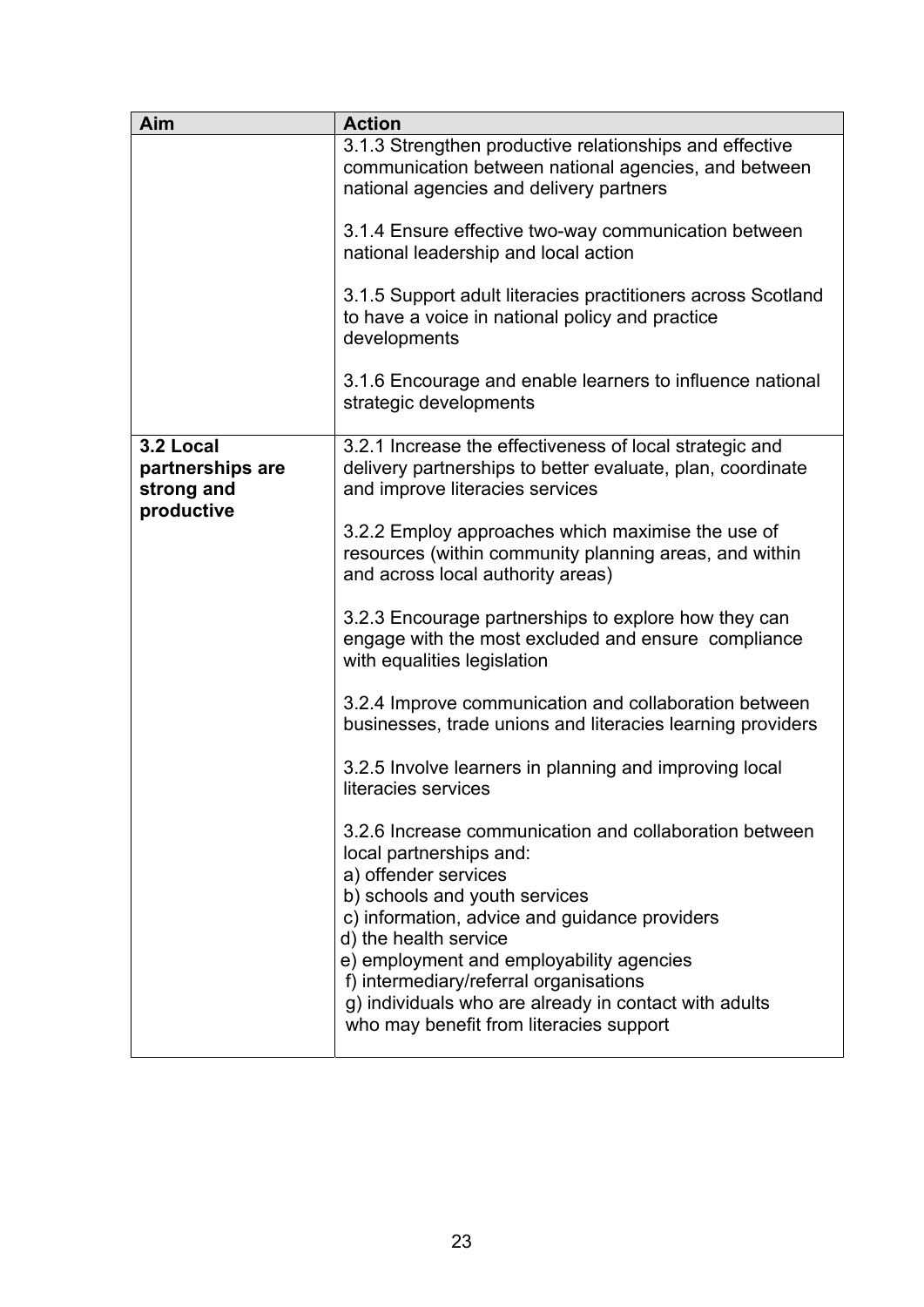| Aim | Action |
| --- | --- |
| | 3.1.3 Strengthen productive relationships and effective communication between national agencies, and between national agencies and delivery partners<br><br>3.1.4 Ensure effective two-way communication between national leadership and local action<br><br>3.1.5 Support adult literacies practitioners across Scotland to have a voice in national policy and practice developments<br><br>3.1.6 Encourage and enable learners to influence national strategic developments |
| **3.2 Local partnerships are strong and productive** | 3.2.1 Increase the effectiveness of local strategic and delivery partnerships to better evaluate, plan, coordinate and improve literacies services<br><br>3.2.2 Employ approaches which maximise the use of resources (within community planning areas, and within and across local authority areas)<br><br>3.2.3 Encourage partnerships to explore how they can engage with the most excluded and ensure compliance with equalities legislation<br><br>3.2.4 Improve communication and collaboration between businesses, trade unions and literacies learning providers<br><br>3.2.5 Involve learners in planning and improving local literacies services<br><br>3.2.6 Increase communication and collaboration between local partnerships and:<br>a) offender services<br>b) schools and youth services<br>c) information, advice and guidance providers<br>d) the health service<br>e) employment and employability agencies<br>f) intermediary/referral organisations<br>g) individuals who are already in contact with adults who may benefit from literacies support |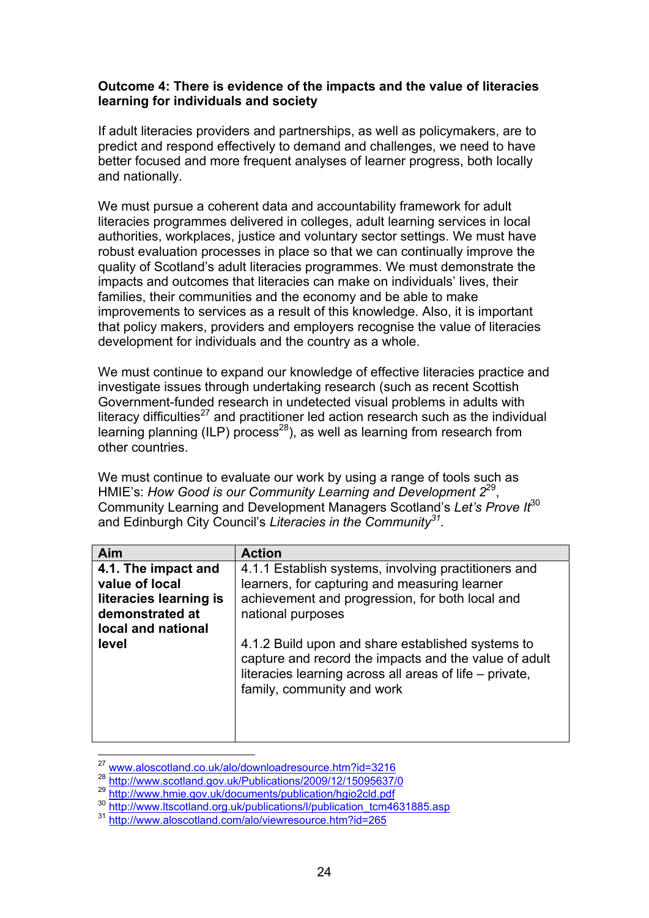**Outcome 4: There is evidence of the impacts and the value of literacies learning for individuals and society**

If adult literacies providers and partnerships, as well as policymakers, are to predict and respond effectively to demand and challenges, we need to have better focused and more frequent analyses of learner progress, both locally and nationally.

We must pursue a coherent data and accountability framework for adult literacies programmes delivered in colleges, adult learning services in local authorities, workplaces, justice and voluntary sector settings. We must have robust evaluation processes in place so that we can continually improve the quality of Scotland's adult literacies programmes. We must demonstrate the impacts and outcomes that literacies can make on individuals' lives, their families, their communities and the economy and be able to make improvements to services as a result of this knowledge. Also, it is important that policy makers, providers and employers recognise the value of literacies development for individuals and the country as a whole.

We must continue to expand our knowledge of effective literacies practice and investigate issues through undertaking research (such as recent Scottish Government-funded research in undetected visual problems in adults with literacy difficulties[27] and practitioner led action research such as the individual learning planning (ILP) process[28]), as well as learning from research from other countries.

We must continue to evaluate our work by using a range of tools such as HMIE's: *How Good is our Community Learning and Development 2*[29], Community Learning and Development Managers Scotland's *Let's Prove It*[30] and Edinburgh City Council's *Literacies in the Community*[31].

| Aim | Action |
| --- | --- |
| **4.1. The impact and value of local literacies learning is demonstrated at local and national level** | 4.1.1 Establish systems, involving practitioners and learners, for capturing and measuring learner achievement and progression, for both local and national purposes<br><br>4.1.2 Build upon and share established systems to capture and record the impacts and the value of adult literacies learning across all areas of life – private, family, community and work |

[27] www.aloscotland.co.uk/alo/downloadresource.htm?id=3216
[28] http://www.scotland.gov.uk/Publications/2009/12/15095637/0
[29] http://www.hmie.gov.uk/documents/publication/hgio2cld.pdf
[30] http://www.ltscotland.org.uk/publications/l/publication_tcm4631885.asp
[31] http://www.aloscotland.com/alo/viewresource.htm?id=265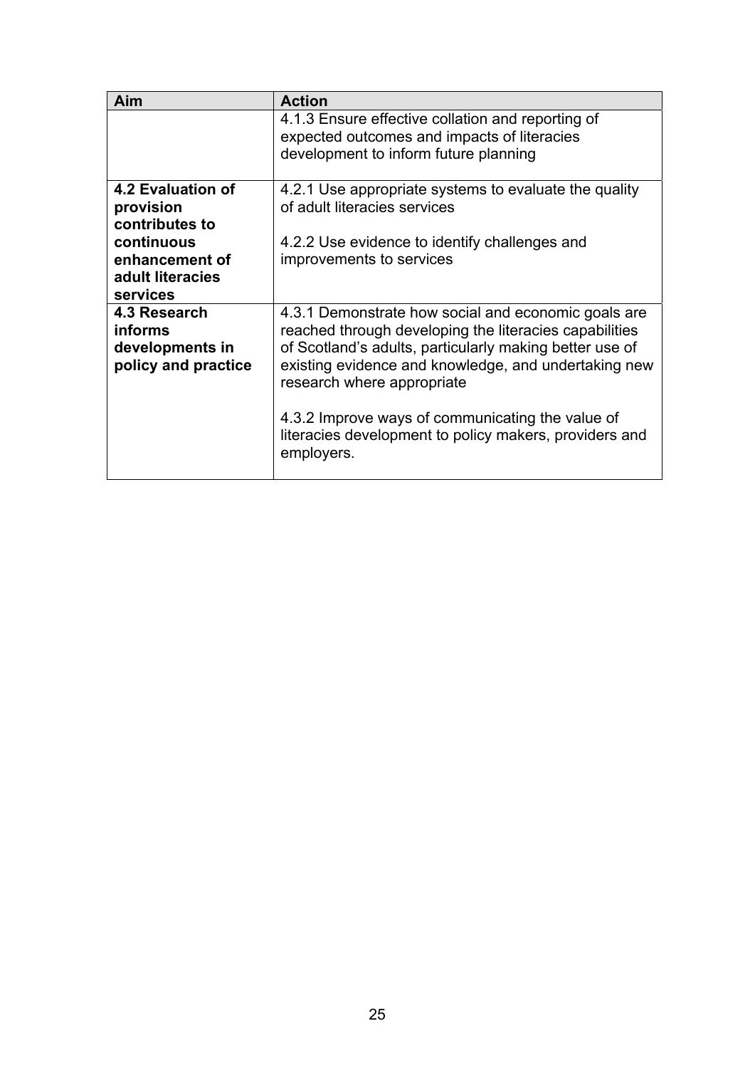| Aim | Action |
| --- | --- |
| | 4.1.3 Ensure effective collation and reporting of expected outcomes and impacts of literacies development to inform future planning |
| **4.2 Evaluation of provision contributes to continuous enhancement of adult literacies services** | 4.2.1 Use appropriate systems to evaluate the quality of adult literacies services<br><br>4.2.2 Use evidence to identify challenges and improvements to services |
| **4.3 Research informs developments in policy and practice** | 4.3.1 Demonstrate how social and economic goals are reached through developing the literacies capabilities of Scotland's adults, particularly making better use of existing evidence and knowledge, and undertaking new research where appropriate<br><br>4.3.2 Improve ways of communicating the value of literacies development to policy makers, providers and employers. |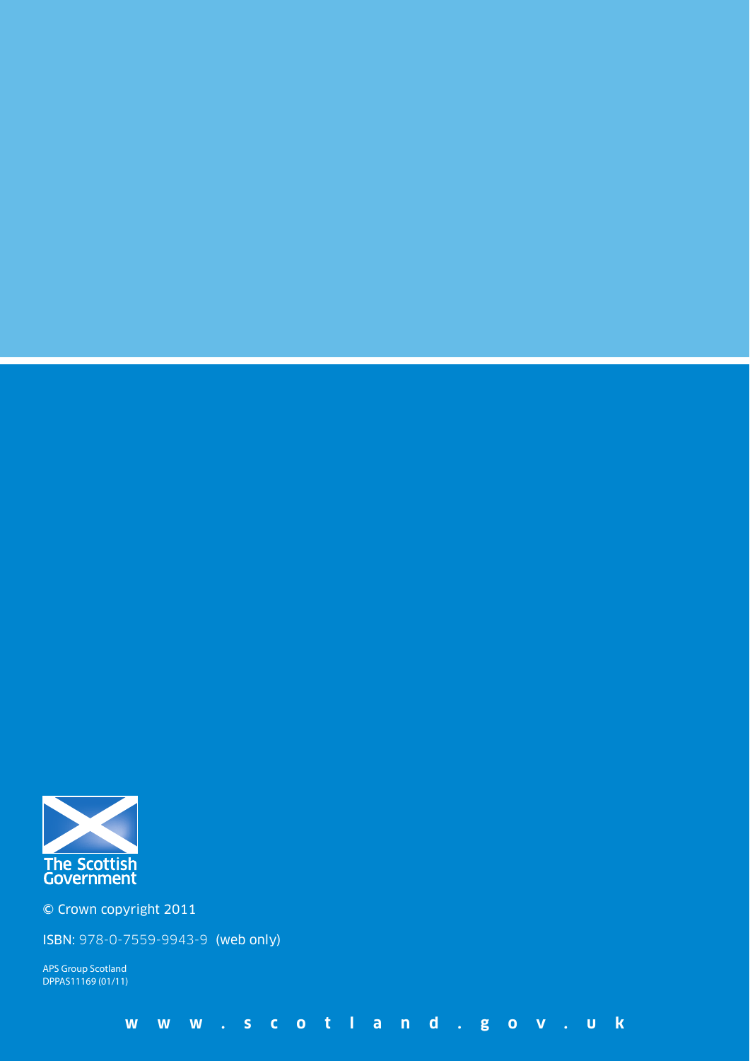The Scottish Government

© Crown copyright 2011

ISBN: 978-0-7559-9943-9 (web only)

APS Group Scotland
DPPAS11169 (01/11)

w w w . s c o t l a n d . g o v . u k